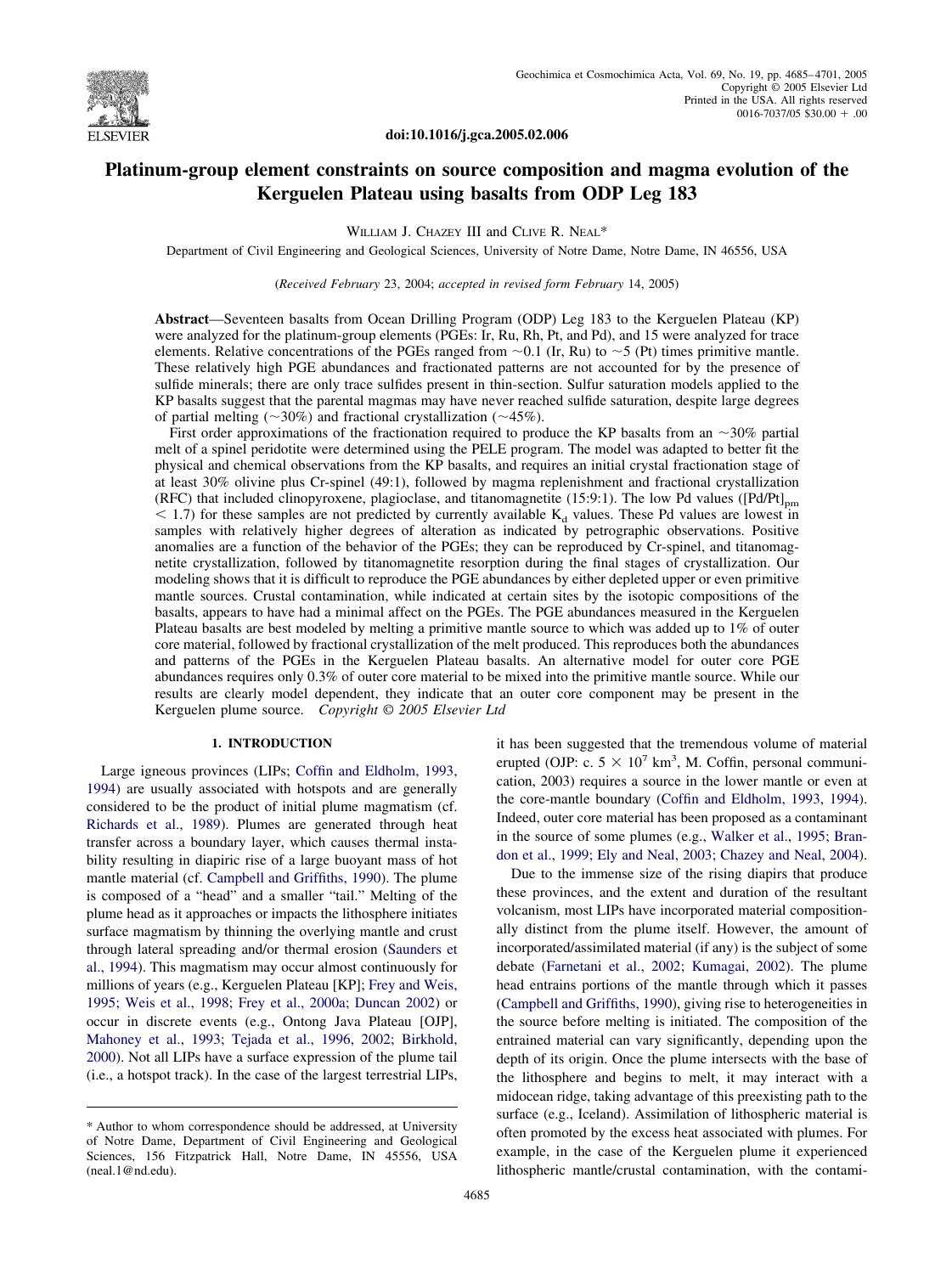doi:10.1016/j.gca.2005.02.006

# Platinum-group element constraints on source composition and magma evolution of the Kerguelen Plateau using basalts from ODP Leg 183

WILLIAM J. CHAZEY III and CLIVE R. NEAL*

Department of Civil Engineering and Geological Sciences, University of Notre Dame, Notre Dame, IN 46556, USA

(*Received February* 23, 2004; *accepted in revised form February* 14, 2005)

**Abstract**—Seventeen basalts from Ocean Drilling Program (ODP) Leg 183 to the Kerguelen Plateau (KP) were analyzed for the platinum-group elements (PGEs: Ir, Ru, Rh, Pt, and Pd), and 15 were analyzed for trace elements. Relative concentrations of the PGEs ranged from ~0.1 (Ir, Ru) to ~5 (Pt) times primitive mantle. These relatively high PGE abundances and fractionated patterns are not accounted for by the presence of sulfide minerals; there are only trace sulfides present in thin-section. Sulfur saturation models applied to the KP basalts suggest that the parental magmas may have never reached sulfide saturation, despite large degrees of partial melting (~30%) and fractional crystallization (~45%).

First order approximations of the fractionation required to produce the KP basalts from an ~30% partial melt of a spinel peridotite were determined using the PELE program. The model was adapted to better fit the physical and chemical observations from the KP basalts, and requires an initial crystal fractionation stage of at least 30% olivine plus Cr-spinel (49:1), followed by magma replenishment and fractional crystallization (RFC) that included clinopyroxene, plagioclase, and titanomagnetite (15:9:1). The low Pd values ($[Pd/Pt]_{pm}$ $< 1.7$) for these samples are not predicted by currently available $K_d$ values. These Pd values are lowest in samples with relatively higher degrees of alteration as indicated by petrographic observations. Positive anomalies are a function of the behavior of the PGEs; they can be reproduced by Cr-spinel, and titanomagnetite crystallization, followed by titanomagnetite resorption during the final stages of crystallization. Our modeling shows that it is difficult to reproduce the PGE abundances by either depleted upper or even primitive mantle sources. Crustal contamination, while indicated at certain sites by the isotopic compositions of the basalts, appears to have had a minimal affect on the PGEs. The PGE abundances measured in the Kerguelen Plateau basalts are best modeled by melting a primitive mantle source to which was added up to 1% of outer core material, followed by fractional crystallization of the melt produced. This reproduces both the abundances and patterns of the PGEs in the Kerguelen Plateau basalts. An alternative model for outer core PGE abundances requires only 0.3% of outer core material to be mixed into the primitive mantle source. While our results are clearly model dependent, they indicate that an outer core component may be present in the Kerguelen plume source. *Copyright © 2005 Elsevier Ltd*

## 1. INTRODUCTION

Large igneous provinces (LIPs; Coffin and Eldholm, 1993, 1994) are usually associated with hotspots and are generally considered to be the product of initial plume magmatism (cf. Richards et al., 1989). Plumes are generated through heat transfer across a boundary layer, which causes thermal instability resulting in diapiric rise of a large buoyant mass of hot mantle material (cf. Campbell and Griffiths, 1990). The plume is composed of a "head" and a smaller "tail." Melting of the plume head as it approaches or impacts the lithosphere initiates surface magmatism by thinning the overlying mantle and crust through lateral spreading and/or thermal erosion (Saunders et al., 1994). This magmatism may occur almost continuously for millions of years (e.g., Kerguelen Plateau [KP]; Frey and Weis, 1995; Weis et al., 1998; Frey et al., 2000a; Duncan 2002) or occur in discrete events (e.g., Ontong Java Plateau [OJP], Mahoney et al., 1993; Tejada et al., 1996, 2002; Birkhold, 2000). Not all LIPs have a surface expression of the plume tail (i.e., a hotspot track). In the case of the largest terrestrial LIPs, it has been suggested that the tremendous volume of material erupted (OJP: c. $5 \times 10^7$ km$^3$, M. Coffin, personal communication, 2003) requires a source in the lower mantle or even at the core-mantle boundary (Coffin and Eldholm, 1993, 1994). Indeed, outer core material has been proposed as a contaminant in the source of some plumes (e.g., Walker et al., 1995; Brandon et al., 1999; Ely and Neal, 2003; Chazey and Neal, 2004).

Due to the immense size of the rising diapirs that produce these provinces, and the extent and duration of the resultant volcanism, most LIPs have incorporated material compositionally distinct from the plume itself. However, the amount of incorporated/assimilated material (if any) is the subject of some debate (Farnetani et al., 2002; Kumagai, 2002). The plume head entrains portions of the mantle through which it passes (Campbell and Griffiths, 1990), giving rise to heterogeneities in the source before melting is initiated. The composition of the entrained material can vary significantly, depending upon the depth of its origin. Once the plume intersects with the base of the lithosphere and begins to melt, it may interact with a midocean ridge, taking advantage of this preexisting path to the surface (e.g., Iceland). Assimilation of lithospheric material is often promoted by the excess heat associated with plumes. For example, in the case of the Kerguelen plume it experienced lithospheric mantle/crustal contamination, with the contami-

* Author to whom correspondence should be addressed, at University of Notre Dame, Department of Civil Engineering and Geological Sciences, 156 Fitzpatrick Hall, Notre Dame, IN 45556, USA (neal.1@nd.edu).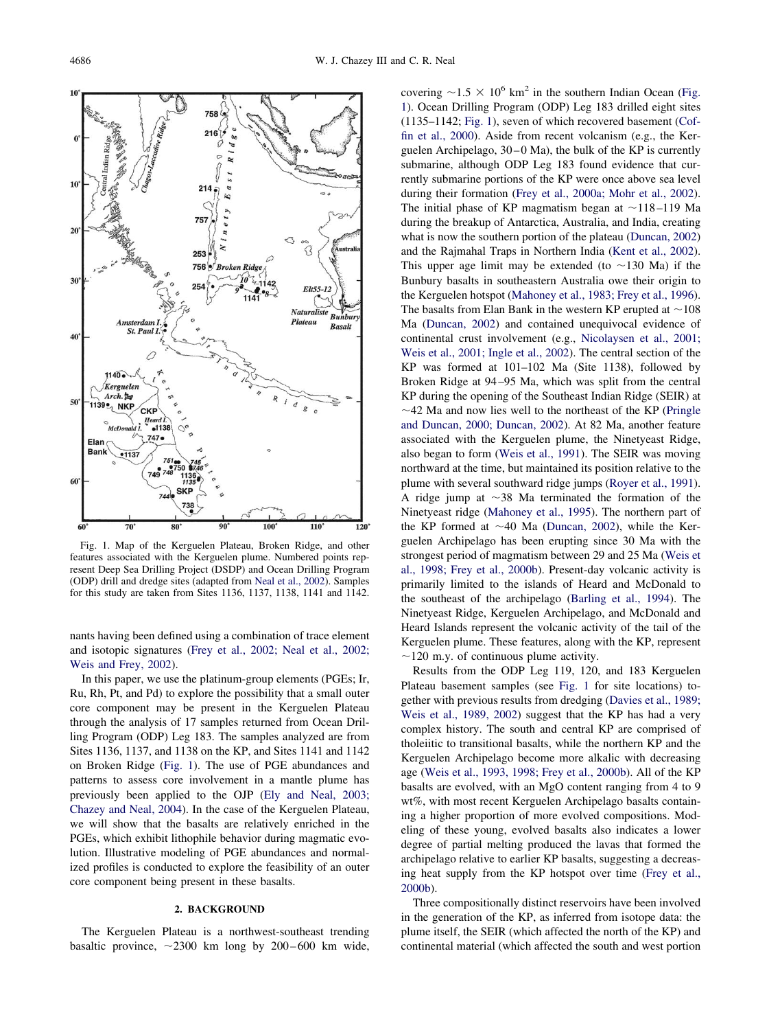Fig. 1. Map of the Kerguelen Plateau, Broken Ridge, and other features associated with the Kerguelen plume. Numbered points represent Deep Sea Drilling Project (DSDP) and Ocean Drilling Program (ODP) drill and dredge sites (adapted from Neal et al., 2002). Samples for this study are taken from Sites 1136, 1137, 1138, 1141 and 1142.

nants having been defined using a combination of trace element and isotopic signatures (Frey et al., 2002; Neal et al., 2002; Weis and Frey, 2002).

In this paper, we use the platinum-group elements (PGEs; Ir, Ru, Rh, Pt, and Pd) to explore the possibility that a small outer core component may be present in the Kerguelen Plateau through the analysis of 17 samples returned from Ocean Drilling Program (ODP) Leg 183. The samples analyzed are from Sites 1136, 1137, and 1138 on the KP, and Sites 1141 and 1142 on Broken Ridge (Fig. 1). The use of PGE abundances and patterns to assess core involvement in a mantle plume has previously been applied to the OJP (Ely and Neal, 2003; Chazey and Neal, 2004). In the case of the Kerguelen Plateau, we will show that the basalts are relatively enriched in the PGEs, which exhibit lithophile behavior during magmatic evolution. Illustrative modeling of PGE abundances and normalized profiles is conducted to explore the feasibility of an outer core component being present in these basalts.

## 2. BACKGROUND

The Kerguelen Plateau is a northwest-southeast trending basaltic province, ~2300 km long by 200–600 km wide, covering $\sim 1.5 \times 10^6$ km$^2$ in the southern Indian Ocean (Fig. 1). Ocean Drilling Program (ODP) Leg 183 drilled eight sites (1135–1142; Fig. 1), seven of which recovered basement (Coffin et al., 2000). Aside from recent volcanism (e.g., the Kerguelen Archipelago, 30–0 Ma), the bulk of the KP is currently submarine, although ODP Leg 183 found evidence that currently submarine portions of the KP were once above sea level during their formation (Frey et al., 2000a; Mohr et al., 2002). The initial phase of KP magmatism began at ~118–119 Ma during the breakup of Antarctica, Australia, and India, creating what is now the southern portion of the plateau (Duncan, 2002) and the Rajmahal Traps in Northern India (Kent et al., 2002). This upper age limit may be extended (to ~130 Ma) if the Bunbury basalts in southeastern Australia owe their origin to the Kerguelen hotspot (Mahoney et al., 1983; Frey et al., 1996). The basalts from Elan Bank in the western KP erupted at ~108 Ma (Duncan, 2002) and contained unequivocal evidence of continental crust involvement (e.g., Nicolaysen et al., 2001; Weis et al., 2001; Ingle et al., 2002). The central section of the KP was formed at 101–102 Ma (Site 1138), followed by Broken Ridge at 94–95 Ma, which was split from the central KP during the opening of the Southeast Indian Ridge (SEIR) at ~42 Ma and now lies well to the northeast of the KP (Pringle and Duncan, 2000; Duncan, 2002). At 82 Ma, another feature associated with the Kerguelen plume, the Ninetyeast Ridge, also began to form (Weis et al., 1991). The SEIR was moving northward at the time, but maintained its position relative to the plume with several southward ridge jumps (Royer et al., 1991). A ridge jump at ~38 Ma terminated the formation of the Ninetyeast ridge (Mahoney et al., 1995). The northern part of the KP formed at ~40 Ma (Duncan, 2002), while the Kerguelen Archipelago has been erupting since 30 Ma with the strongest period of magmatism between 29 and 25 Ma (Weis et al., 1998; Frey et al., 2000b). Present-day volcanic activity is primarily limited to the islands of Heard and McDonald to the southeast of the archipelago (Barling et al., 1994). The Ninetyeast Ridge, Kerguelen Archipelago, and McDonald and Heard Islands represent the volcanic activity of the tail of the Kerguelen plume. These features, along with the KP, represent ~120 m.y. of continuous plume activity.

Results from the ODP Leg 119, 120, and 183 Kerguelen Plateau basement samples (see Fig. 1 for site locations) together with previous results from dredging (Davies et al., 1989; Weis et al., 1989, 2002) suggest that the KP has had a very complex history. The south and central KP are comprised of tholeiitic to transitional basalts, while the northern KP and the Kerguelen Archipelago become more alkalic with decreasing age (Weis et al., 1993, 1998; Frey et al., 2000b). All of the KP basalts are evolved, with an MgO content ranging from 4 to 9 wt%, with most recent Kerguelen Archipelago basalts containing a higher proportion of more evolved compositions. Modeling of these young, evolved basalts also indicates a lower degree of partial melting produced the lavas that formed the archipelago relative to earlier KP basalts, suggesting a decreasing heat supply from the KP hotspot over time (Frey et al., 2000b).

Three compositionally distinct reservoirs have been involved in the generation of the KP, as inferred from isotope data: the plume itself, the SEIR (which affected the north of the KP) and continental material (which affected the south and west portion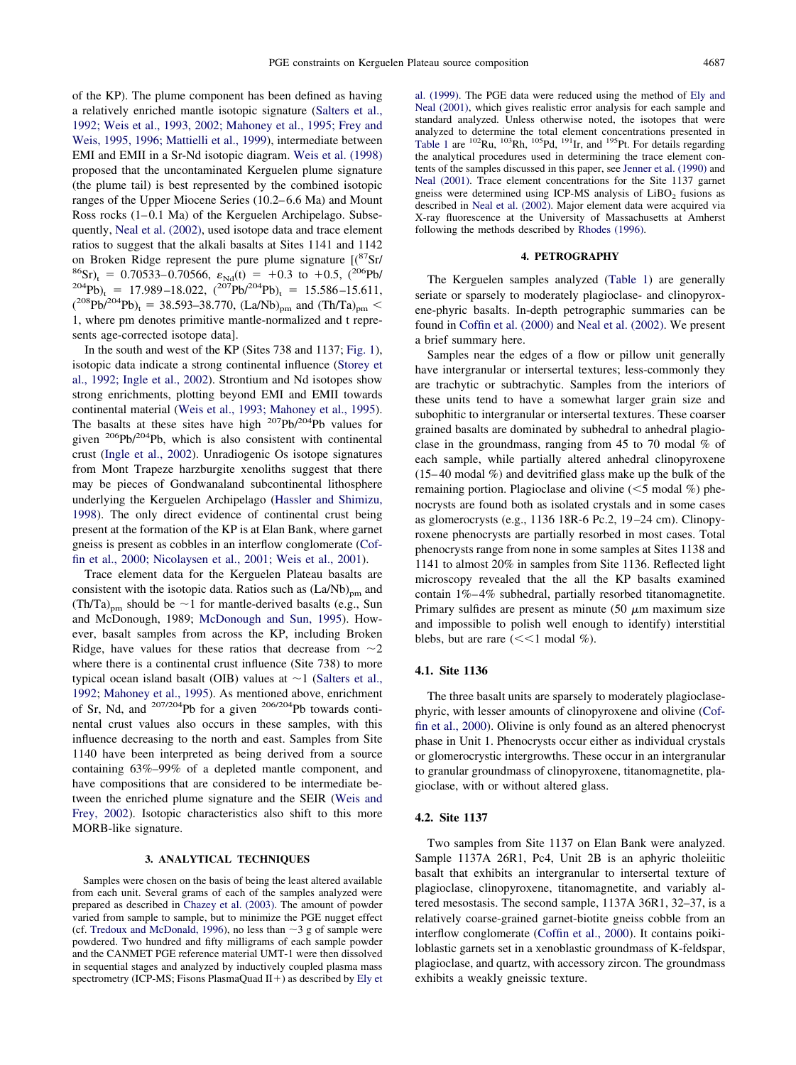of the KP). The plume component has been defined as having a relatively enriched mantle isotopic signature (Salters et al., 1992; Weis et al., 1993, 2002; Mahoney et al., 1995; Frey and Weis, 1995, 1996; Mattielli et al., 1999), intermediate between EMI and EMII in a Sr-Nd isotopic diagram. Weis et al. (1998) proposed that the uncontaminated Kerguelen plume signature (the plume tail) is best represented by the combined isotopic ranges of the Upper Miocene Series (10.2–6.6 Ma) and Mount Ross rocks (1–0.1 Ma) of the Kerguelen Archipelago. Subsequently, Neal et al. (2002), used isotope data and trace element ratios to suggest that the alkali basalts at Sites 1141 and 1142 on Broken Ridge represent the pure plume signature [$(^{87}Sr/^{86}Sr)_t$ = 0.70533–0.70566, $\varepsilon_{Nd}(t)$ = +0.3 to +0.5, $(^{206}Pb/^{204}Pb)_t$ = 17.989–18.022, $(^{207}Pb/^{204}Pb)_t$ = 15.586–15.611, $(^{208}Pb/^{204}Pb)_t$ = 38.593–38.770, $(La/Nb)_{pm}$ and $(Th/Ta)_{pm} < 1$, where pm denotes primitive mantle-normalized and t represents age-corrected isotope data].

In the south and west of the KP (Sites 738 and 1137; Fig. 1), isotopic data indicate a strong continental influence (Storey et al., 1992; Ingle et al., 2002). Strontium and Nd isotopes show strong enrichments, plotting beyond EMI and EMII towards continental material (Weis et al., 1993; Mahoney et al., 1995). The basalts at these sites have high $^{207}Pb/^{204}Pb$ values for given $^{206}Pb/^{204}Pb$, which is also consistent with continental crust (Ingle et al., 2002). Unradiogenic Os isotope signatures from Mont Trapeze harzburgite xenoliths suggest that there may be pieces of Gondwanaland subcontinental lithosphere underlying the Kerguelen Archipelago (Hassler and Shimizu, 1998). The only direct evidence of continental crust being present at the formation of the KP is at Elan Bank, where garnet gneiss is present as cobbles in an interflow conglomerate (Coffin et al., 2000; Nicolaysen et al., 2001; Weis et al., 2001).

Trace element data for the Kerguelen Plateau basalts are consistent with the isotopic data. Ratios such as $(La/Nb)_{pm}$ and $(Th/Ta)_{pm}$ should be ~1 for mantle-derived basalts (e.g., Sun and McDonough, 1989; McDonough and Sun, 1995). However, basalt samples from across the KP, including Broken Ridge, have values for these ratios that decrease from ~2 where there is a continental crust influence (Site 738) to more typical ocean island basalt (OIB) values at ~1 (Salters et al., 1992; Mahoney et al., 1995). As mentioned above, enrichment of Sr, Nd, and $^{207/204}Pb$ for a given $^{206/204}Pb$ towards continental crust values also occurs in these samples, with this influence decreasing to the north and east. Samples from Site 1140 have been interpreted as being derived from a source containing 63%–99% of a depleted mantle component, and have compositions that are considered to be intermediate between the enriched plume signature and the SEIR (Weis and Frey, 2002). Isotopic characteristics also shift to this more MORB-like signature.

## 3. ANALYTICAL TECHNIQUES

Samples were chosen on the basis of being the least altered available from each unit. Several grams of each of the samples analyzed were prepared as described in Chazey et al. (2003). The amount of powder varied from sample to sample, but to minimize the PGE nugget effect (cf. Tredoux and McDonald, 1996), no less than ~3 g of sample were powdered. Two hundred and fifty milligrams of each sample powder and the CANMET PGE reference material UMT-1 were then dissolved in sequential stages and analyzed by inductively coupled plasma mass spectrometry (ICP-MS; Fisons PlasmaQuad II+) as described by Ely et al. (1999). The PGE data were reduced using the method of Ely and Neal (2001), which gives realistic error analysis for each sample and standard analyzed. Unless otherwise noted, the isotopes that were analyzed to determine the total element concentrations presented in Table 1 are $^{102}Ru$, $^{103}Rh$, $^{105}Pd$, $^{191}Ir$, and $^{195}Pt$. For details regarding the analytical procedures used in determining the trace element contents of the samples discussed in this paper, see Jenner et al. (1990) and Neal (2001). Trace element concentrations for the Site 1137 garnet gneiss were determined using ICP-MS analysis of $LiBO_2$ fusions as described in Neal et al. (2002). Major element data were acquired via X-ray fluorescence at the University of Massachusetts at Amherst following the methods described by Rhodes (1996).

## 4. PETROGRAPHY

The Kerguelen samples analyzed (Table 1) are generally seriate or sparsely to moderately plagioclase- and clinopyroxene-phyric basalts. In-depth petrographic summaries can be found in Coffin et al. (2000) and Neal et al. (2002). We present a brief summary here.

Samples near the edges of a flow or pillow unit generally have intergranular or intersertal textures; less-commonly they are trachytic or subtrachytic. Samples from the interiors of these units tend to have a somewhat larger grain size and subophitic to intergranular or intersertal textures. These coarser grained basalts are dominated by subhedral to anhedral plagioclase in the groundmass, ranging from 45 to 70 modal % of each sample, while partially altered anhedral clinopyroxene (15–40 modal %) and devitrified glass make up the bulk of the remaining portion. Plagioclase and olivine (<5 modal %) phenocrysts are found both as isolated crystals and in some cases as glomerocrysts (e.g., 1136 18R-6 Pc.2, 19–24 cm). Clinopyroxene phenocrysts are partially resorbed in most cases. Total phenocrysts range from none in some samples at Sites 1138 and 1141 to almost 20% in samples from Site 1136. Reflected light microscopy revealed that the all the KP basalts examined contain 1%–4% subhedral, partially resorbed titanomagnetite. Primary sulfides are present as minute (50 $\mu$m maximum size and impossible to polish well enough to identify) interstitial blebs, but are rare (<<1 modal %).

### 4.1. Site 1136

The three basalt units are sparsely to moderately plagioclase-phyric, with lesser amounts of clinopyroxene and olivine (Coffin et al., 2000). Olivine is only found as an altered phenocryst phase in Unit 1. Phenocrysts occur either as individual crystals or glomerocrystic intergrowths. These occur in an intergranular to granular groundmass of clinopyroxene, titanomagnetite, plagioclase, with or without altered glass.

### 4.2. Site 1137

Two samples from Site 1137 on Elan Bank were analyzed. Sample 1137A 26R1, Pc4, Unit 2B is an aphyric tholeiitic basalt that exhibits an intergranular to intersertal texture of plagioclase, clinopyroxene, titanomagnetite, and variably altered mesostasis. The second sample, 1137A 36R1, 32–37, is a relatively coarse-grained garnet-biotite gneiss cobble from an interflow conglomerate (Coffin et al., 2000). It contains poikiloblastic garnets set in a xenoblastic groundmass of K-feldspar, plagioclase, and quartz, with accessory zircon. The groundmass exhibits a weakly gneissic texture.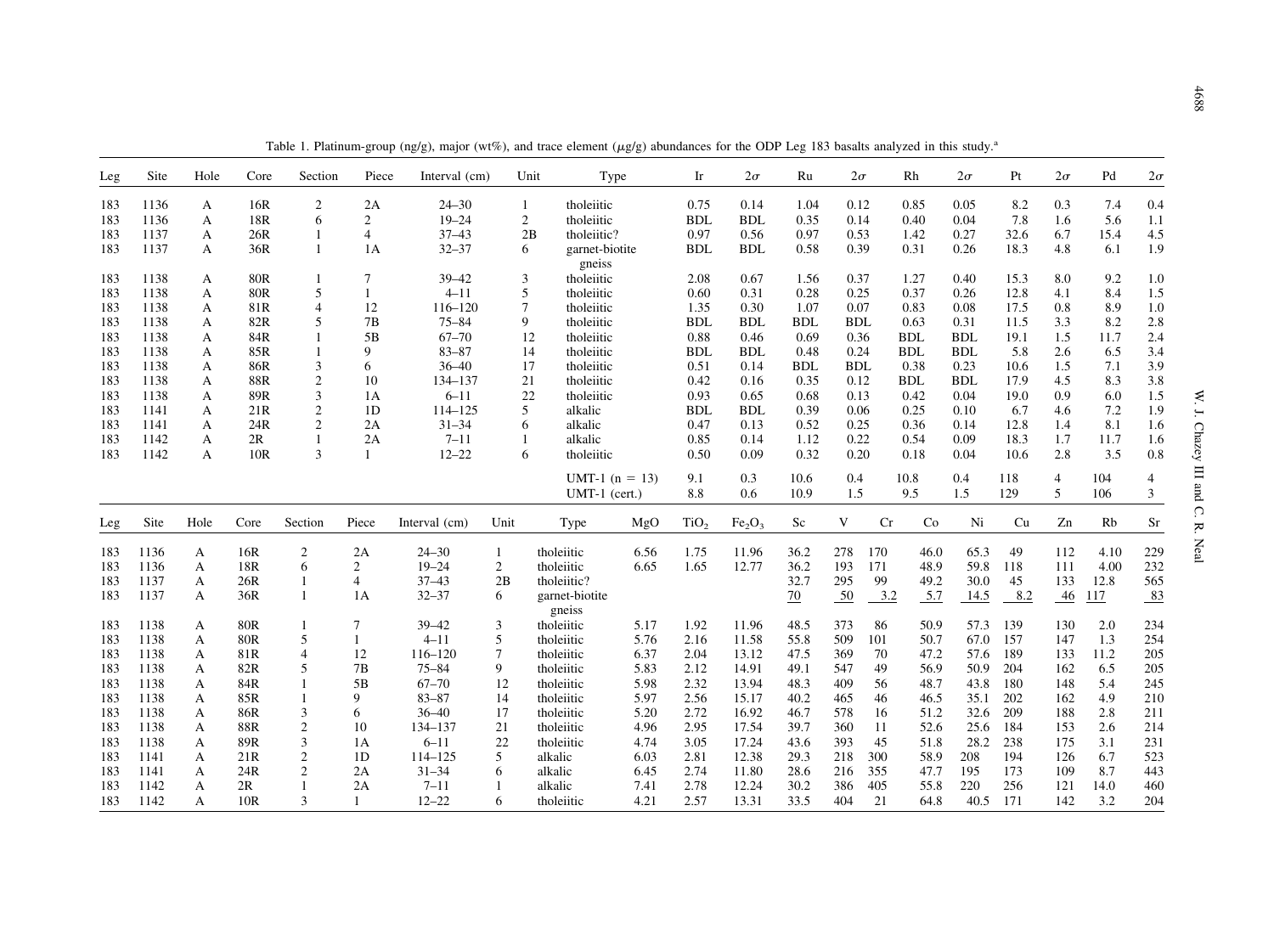Table 1. Platinum-group (ng/g), major (wt%), and trace element ($\mu$g/g) abundances for the ODP Leg 183 basalts analyzed in this study.[a]

| Leg | Site | Hole | Core | Section | Piece | Interval (cm) | Unit | Type | Ir | $2\sigma$ | Ru | $2\sigma$ | Rh | $2\sigma$ | Pt | $2\sigma$ | Pd | $2\sigma$ |
|---|---|---|---|---|---|---|---|---|---|---|---|---|---|---|---|---|---|---|
| 183 | 1136 | A | 16R | 2 | 2A | 24–30 | 1 | tholeiitic | 0.75 | 0.14 | 1.04 | 0.12 | 0.85 | 0.05 | 8.2 | 0.3 | 7.4 | 0.4 |
| 183 | 1136 | A | 18R | 6 | 2 | 19–24 | 2 | tholeiitic | BDL | BDL | 0.35 | 0.14 | 0.40 | 0.04 | 7.8 | 1.6 | 5.6 | 1.1 |
| 183 | 1137 | A | 26R | 1 | 4 | 37–43 | 2B | tholeiitic? | 0.97 | 0.56 | 0.97 | 0.53 | 1.42 | 0.27 | 32.6 | 6.7 | 15.4 | 4.5 |
| 183 | 1137 | A | 36R | 1 | 1A | 32–37 | 6 | garnet-biotite gneiss | BDL | BDL | 0.58 | 0.39 | 0.31 | 0.26 | 18.3 | 4.8 | 6.1 | 1.9 |
| 183 | 1138 | A | 80R | 1 | 7 | 39–42 | 3 | tholeiitic | 2.08 | 0.67 | 1.56 | 0.37 | 1.27 | 0.40 | 15.3 | 8.0 | 9.2 | 1.0 |
| 183 | 1138 | A | 80R | 5 | 1 | 4–11 | 5 | tholeiitic | 0.60 | 0.31 | 0.28 | 0.25 | 0.37 | 0.26 | 12.8 | 4.1 | 8.4 | 1.5 |
| 183 | 1138 | A | 81R | 4 | 12 | 116–120 | 7 | tholeiitic | 1.35 | 0.30 | 1.07 | 0.07 | 0.83 | 0.08 | 17.5 | 0.8 | 8.9 | 1.0 |
| 183 | 1138 | A | 82R | 5 | 7B | 75–84 | 9 | tholeiitic | BDL | BDL | BDL | BDL | 0.63 | 0.31 | 11.5 | 3.3 | 8.2 | 2.8 |
| 183 | 1138 | A | 84R | 1 | 5B | 67–70 | 12 | tholeiitic | 0.88 | 0.46 | 0.69 | 0.36 | BDL | BDL | 19.1 | 1.5 | 11.7 | 2.4 |
| 183 | 1138 | A | 85R | 1 | 9 | 83–87 | 14 | tholeiitic | BDL | BDL | 0.48 | 0.24 | BDL | BDL | 5.8 | 2.6 | 6.5 | 3.4 |
| 183 | 1138 | A | 86R | 3 | 6 | 36–40 | 17 | tholeiitic | 0.51 | 0.14 | BDL | BDL | 0.38 | 0.23 | 10.6 | 1.5 | 7.1 | 3.9 |
| 183 | 1138 | A | 88R | 2 | 10 | 134–137 | 21 | tholeiitic | 0.42 | 0.16 | 0.35 | 0.12 | BDL | BDL | 17.9 | 4.5 | 8.3 | 3.8 |
| 183 | 1138 | A | 89R | 3 | 1A | 6–11 | 22 | tholeiitic | 0.93 | 0.65 | 0.68 | 0.13 | 0.42 | 0.04 | 19.0 | 0.9 | 6.0 | 1.5 |
| 183 | 1141 | A | 21R | 2 | 1D | 114–125 | 5 | alkalic | BDL | BDL | 0.39 | 0.06 | 0.25 | 0.10 | 6.7 | 4.6 | 7.2 | 1.9 |
| 183 | 1141 | A | 24R | 2 | 2A | 31–34 | 6 | alkalic | 0.47 | 0.13 | 0.52 | 0.25 | 0.36 | 0.14 | 12.8 | 1.4 | 8.1 | 1.6 |
| 183 | 1142 | A | 2R | 1 | 2A | 7–11 | 1 | alkalic | 0.85 | 0.14 | 1.12 | 0.22 | 0.54 | 0.09 | 18.3 | 1.7 | 11.7 | 1.6 |
| 183 | 1142 | A | 10R | 3 | 1 | 12–22 | 6 | tholeiitic | 0.50 | 0.09 | 0.32 | 0.20 | 0.18 | 0.04 | 10.6 | 2.8 | 3.5 | 0.8 |
| | | | | | | | | UMT-1 (n = 13) | 9.1 | 0.3 | 10.6 | 0.4 | 10.8 | 0.4 | 118 | 4 | 104 | 4 |
| | | | | | | | | UMT-1 (cert.) | 8.8 | 0.6 | 10.9 | 1.5 | 9.5 | 1.5 | 129 | 5 | 106 | 3 |

| Leg | Site | Hole | Core | Section | Piece | Interval (cm) | Unit | Type | MgO | $TiO_2$ | $Fe_2O_3$ | Sc | V | Cr | Co | Ni | Cu | Zn | Rb | Sr |
|---|---|---|---|---|---|---|---|---|---|---|---|---|---|---|---|---|---|---|---|---|
| 183 | 1136 | A | 16R | 2 | 2A | 24–30 | 1 | tholeiitic | 6.56 | 1.75 | 11.96 | 36.2 | 278 | 170 | 46.0 | 65.3 | 49 | 112 | 4.10 | 229 |
| 183 | 1136 | A | 18R | 6 | 2 | 19–24 | 2 | tholeiitic | 6.65 | 1.65 | 12.77 | 36.2 | 193 | 171 | 48.9 | 59.8 | 118 | 111 | 4.00 | 232 |
| 183 | 1137 | A | 26R | 1 | 4 | 37–43 | 2B | tholeiitic? | | | | 32.7 | 295 | 99 | 49.2 | 30.0 | 45 | 133 | 12.8 | 565 |
| 183 | 1137 | A | 36R | 1 | 1A | 32–37 | 6 | garnet-biotite gneiss | | | | 70 | 50 | 3.2 | 5.7 | 14.5 | 8.2 | 46 | 117 | 83 |
| 183 | 1138 | A | 80R | 1 | 7 | 39–42 | 3 | tholeiitic | 5.17 | 1.92 | 11.96 | 48.5 | 373 | 86 | 50.9 | 57.3 | 139 | 130 | 2.0 | 234 |
| 183 | 1138 | A | 80R | 5 | 1 | 4–11 | 5 | tholeiitic | 5.76 | 2.16 | 11.58 | 55.8 | 509 | 101 | 50.7 | 67.0 | 157 | 147 | 1.3 | 254 |
| 183 | 1138 | A | 81R | 4 | 12 | 116–120 | 7 | tholeiitic | 6.37 | 2.04 | 13.12 | 47.5 | 369 | 70 | 47.2 | 57.6 | 189 | 133 | 11.2 | 205 |
| 183 | 1138 | A | 82R | 5 | 7B | 75–84 | 9 | tholeiitic | 5.83 | 2.12 | 14.91 | 49.1 | 547 | 49 | 56.9 | 50.9 | 204 | 162 | 6.5 | 205 |
| 183 | 1138 | A | 84R | 1 | 5B | 67–70 | 12 | tholeiitic | 5.98 | 2.32 | 13.94 | 48.3 | 409 | 56 | 48.7 | 43.8 | 180 | 148 | 5.4 | 245 |
| 183 | 1138 | A | 85R | 1 | 9 | 83–87 | 14 | tholeiitic | 5.97 | 2.56 | 15.17 | 40.2 | 465 | 46 | 46.5 | 35.1 | 202 | 162 | 4.9 | 210 |
| 183 | 1138 | A | 86R | 3 | 6 | 36–40 | 17 | tholeiitic | 5.20 | 2.72 | 16.92 | 46.7 | 578 | 16 | 51.2 | 32.6 | 209 | 188 | 2.8 | 211 |
| 183 | 1138 | A | 88R | 2 | 10 | 134–137 | 21 | tholeiitic | 4.96 | 2.95 | 17.54 | 39.7 | 360 | 11 | 52.6 | 25.6 | 184 | 153 | 2.6 | 214 |
| 183 | 1138 | A | 89R | 3 | 1A | 6–11 | 22 | tholeiitic | 4.74 | 3.05 | 17.24 | 43.6 | 393 | 45 | 51.8 | 28.2 | 238 | 175 | 3.1 | 231 |
| 183 | 1141 | A | 21R | 2 | 1D | 114–125 | 5 | alkalic | 6.03 | 2.81 | 12.38 | 29.3 | 218 | 300 | 58.9 | 208 | 194 | 126 | 6.7 | 523 |
| 183 | 1141 | A | 24R | 2 | 2A | 31–34 | 6 | alkalic | 6.45 | 2.74 | 11.80 | 28.6 | 216 | 355 | 47.7 | 195 | 173 | 109 | 8.7 | 443 |
| 183 | 1142 | A | 2R | 1 | 2A | 7–11 | 1 | alkalic | 7.41 | 2.78 | 12.24 | 30.2 | 386 | 405 | 55.8 | 220 | 256 | 121 | 14.0 | 460 |
| 183 | 1142 | A | 10R | 3 | 1 | 12–22 | 6 | tholeiitic | 4.21 | 2.57 | 13.31 | 33.5 | 404 | 21 | 64.8 | 40.5 | 171 | 142 | 3.2 | 204 |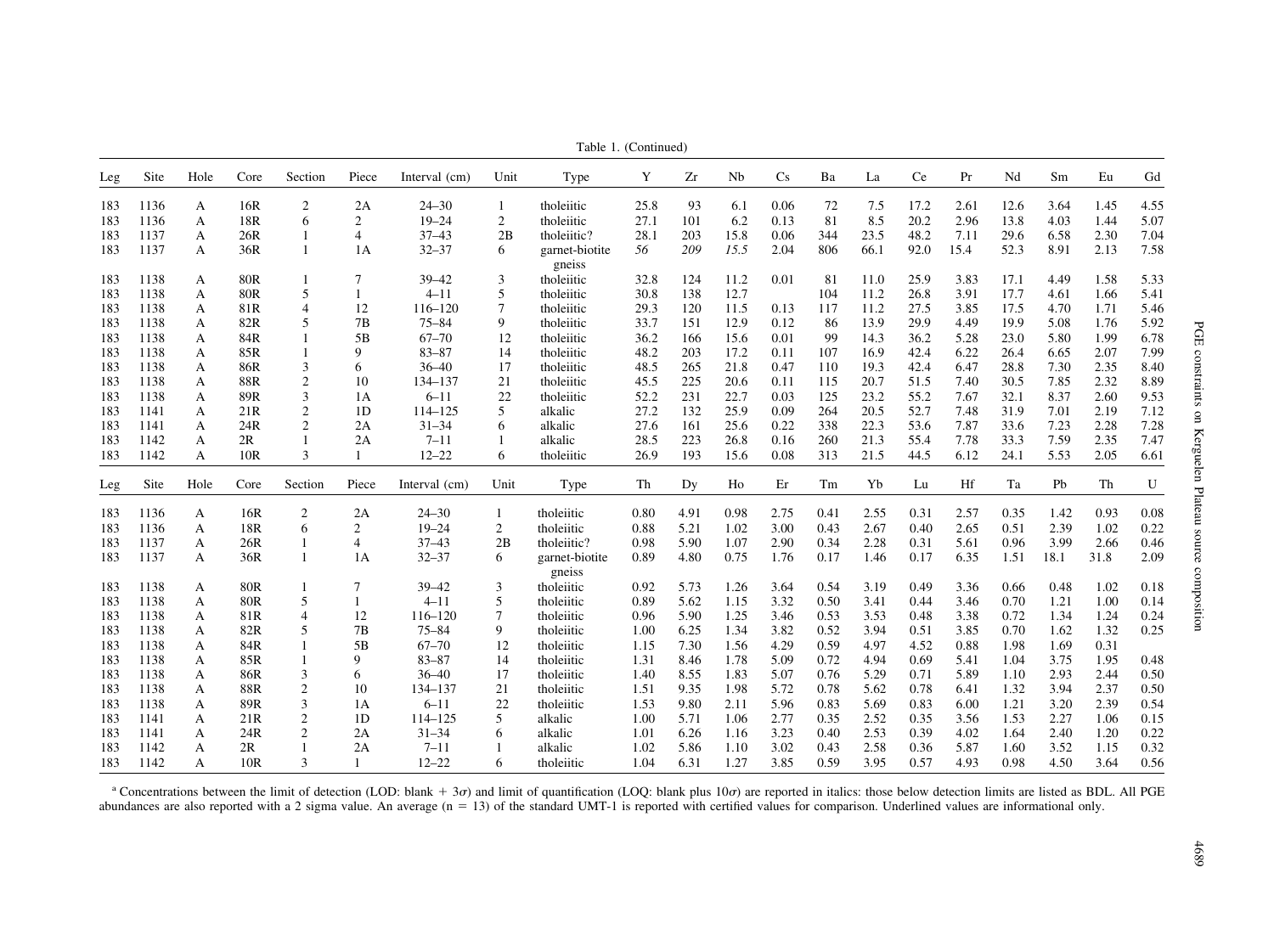Table 1. (Continued)

| Leg | Site | Hole | Core | Section | Piece | Interval (cm) | Unit | Type | Y | Zr | Nb | Cs | Ba | La | Ce | Pr | Nd | Sm | Eu | Gd |
|---|---|---|---|---|---|---|---|---|---|---|---|---|---|---|---|---|---|---|---|---|
| 183 | 1136 | A | 16R | 2 | 2A | 24–30 | 1 | tholeiitic | 25.8 | 93 | 6.1 | 0.06 | 72 | 7.5 | 17.2 | 2.61 | 12.6 | 3.64 | 1.45 | 4.55 |
| 183 | 1136 | A | 18R | 6 | 2 | 19–24 | 2 | tholeiitic | 27.1 | 101 | 6.2 | 0.13 | 81 | 8.5 | 20.2 | 2.96 | 13.8 | 4.03 | 1.44 | 5.07 |
| 183 | 1137 | A | 26R | 1 | 4 | 37–43 | 2B | tholeiitic? | 28.1 | 203 | 15.8 | 0.06 | 344 | 23.5 | 48.2 | 7.11 | 29.6 | 6.58 | 2.30 | 7.04 |
| 183 | 1137 | A | 36R | 1 | 1A | 32–37 | 6 | garnet-biotite gneiss | *56* | *209* | *15.5* | 2.04 | 806 | 66.1 | 92.0 | 15.4 | 52.3 | 8.91 | 2.13 | 7.58 |
| 183 | 1138 | A | 80R | 1 | 7 | 39–42 | 3 | tholeiitic | 32.8 | 124 | 11.2 | 0.01 | 81 | 11.0 | 25.9 | 3.83 | 17.1 | 4.49 | 1.58 | 5.33 |
| 183 | 1138 | A | 80R | 5 | 1 | 4–11 | 5 | tholeiitic | 30.8 | 138 | 12.7 | | 104 | 11.2 | 26.8 | 3.91 | 17.7 | 4.61 | 1.66 | 5.41 |
| 183 | 1138 | A | 81R | 4 | 12 | 116–120 | 7 | tholeiitic | 29.3 | 120 | 11.5 | 0.13 | 117 | 11.2 | 27.5 | 3.85 | 17.5 | 4.70 | 1.71 | 5.46 |
| 183 | 1138 | A | 82R | 5 | 7B | 75–84 | 9 | tholeiitic | 33.7 | 151 | 12.9 | 0.12 | 86 | 13.9 | 29.9 | 4.49 | 19.9 | 5.08 | 1.76 | 5.92 |
| 183 | 1138 | A | 84R | 1 | 5B | 67–70 | 12 | tholeiitic | 36.2 | 166 | 15.6 | 0.01 | 99 | 14.3 | 36.2 | 5.28 | 23.0 | 5.80 | 1.99 | 6.78 |
| 183 | 1138 | A | 85R | 1 | 9 | 83–87 | 14 | tholeiitic | 48.2 | 203 | 17.2 | 0.11 | 107 | 16.9 | 42.4 | 6.22 | 26.4 | 6.65 | 2.07 | 7.99 |
| 183 | 1138 | A | 86R | 3 | 6 | 36–40 | 17 | tholeiitic | 48.5 | 265 | 21.8 | 0.47 | 110 | 19.3 | 42.4 | 6.47 | 28.8 | 7.30 | 2.35 | 8.40 |
| 183 | 1138 | A | 88R | 2 | 10 | 134–137 | 21 | tholeiitic | 45.5 | 225 | 20.6 | 0.11 | 115 | 20.7 | 51.5 | 7.40 | 30.5 | 7.85 | 2.32 | 8.89 |
| 183 | 1138 | A | 89R | 3 | 1A | 6–11 | 22 | tholeiitic | 52.2 | 231 | 22.7 | 0.03 | 125 | 23.2 | 55.2 | 7.67 | 32.1 | 8.37 | 2.60 | 9.53 |
| 183 | 1141 | A | 21R | 2 | 1D | 114–125 | 5 | alkalic | 27.2 | 132 | 25.9 | 0.09 | 264 | 20.5 | 52.7 | 7.48 | 31.9 | 7.01 | 2.19 | 7.12 |
| 183 | 1141 | A | 24R | 2 | 2A | 31–34 | 6 | alkalic | 27.6 | 161 | 25.6 | 0.22 | 338 | 22.3 | 53.6 | 7.87 | 33.6 | 7.23 | 2.28 | 7.28 |
| 183 | 1142 | A | 2R | 1 | 2A | 7–11 | 1 | alkalic | 28.5 | 223 | 26.8 | 0.16 | 260 | 21.3 | 55.4 | 7.78 | 33.3 | 7.59 | 2.35 | 7.47 |
| 183 | 1142 | A | 10R | 3 | 1 | 12–22 | 6 | tholeiitic | 26.9 | 193 | 15.6 | 0.08 | 313 | 21.5 | 44.5 | 6.12 | 24.1 | 5.53 | 2.05 | 6.61 |

| Leg | Site | Hole | Core | Section | Piece | Interval (cm) | Unit | Type | Th | Dy | Ho | Er | Tm | Yb | Lu | Hf | Ta | Pb | Th | U |
|---|---|---|---|---|---|---|---|---|---|---|---|---|---|---|---|---|---|---|---|---|
| 183 | 1136 | A | 16R | 2 | 2A | 24–30 | 1 | tholeiitic | 0.80 | 4.91 | 0.98 | 2.75 | 0.41 | 2.55 | 0.31 | 2.57 | 0.35 | 1.42 | 0.93 | 0.08 |
| 183 | 1136 | A | 18R | 6 | 2 | 19–24 | 2 | tholeiitic | 0.88 | 5.21 | 1.02 | 3.00 | 0.43 | 2.67 | 0.40 | 2.65 | 0.51 | 2.39 | 1.02 | 0.22 |
| 183 | 1137 | A | 26R | 1 | 4 | 37–43 | 2B | tholeiitic? | 0.98 | 5.90 | 1.07 | 2.90 | 0.34 | 2.28 | 0.31 | 5.61 | 0.96 | 3.99 | 2.66 | 0.46 |
| 183 | 1137 | A | 36R | 1 | 1A | 32–37 | 6 | garnet-biotite gneiss | 0.89 | 4.80 | 0.75 | 1.76 | 0.17 | 1.46 | 0.17 | 6.35 | 1.51 | 18.1 | 31.8 | 2.09 |
| 183 | 1138 | A | 80R | 1 | 7 | 39–42 | 3 | tholeiitic | 0.92 | 5.73 | 1.26 | 3.64 | 0.54 | 3.19 | 0.49 | 3.36 | 0.66 | 0.48 | 1.02 | 0.18 |
| 183 | 1138 | A | 80R | 5 | 1 | 4–11 | 5 | tholeiitic | 0.89 | 5.62 | 1.15 | 3.32 | 0.50 | 3.41 | 0.44 | 3.46 | 0.70 | 1.21 | 1.00 | 0.14 |
| 183 | 1138 | A | 81R | 4 | 12 | 116–120 | 7 | tholeiitic | 0.96 | 5.90 | 1.25 | 3.46 | 0.53 | 3.53 | 0.48 | 3.38 | 0.72 | 1.34 | 1.24 | 0.24 |
| 183 | 1138 | A | 82R | 5 | 7B | 75–84 | 9 | tholeiitic | 1.00 | 6.25 | 1.34 | 3.82 | 0.52 | 3.94 | 0.51 | 3.85 | 0.70 | 1.62 | 1.32 | 0.25 |
| 183 | 1138 | A | 84R | 1 | 5B | 67–70 | 12 | tholeiitic | 1.15 | 7.30 | 1.56 | 4.29 | 0.59 | 4.97 | 4.52 | 0.88 | 1.98 | 1.69 | 0.31 | |
| 183 | 1138 | A | 85R | 1 | 9 | 83–87 | 14 | tholeiitic | 1.31 | 8.46 | 1.78 | 5.09 | 0.72 | 4.94 | 0.69 | 5.41 | 1.04 | 3.75 | 1.95 | 0.48 |
| 183 | 1138 | A | 86R | 3 | 6 | 36–40 | 17 | tholeiitic | 1.40 | 8.55 | 1.83 | 5.07 | 0.76 | 5.29 | 0.71 | 5.89 | 1.10 | 2.93 | 2.44 | 0.50 |
| 183 | 1138 | A | 88R | 2 | 10 | 134–137 | 21 | tholeiitic | 1.51 | 9.35 | 1.98 | 5.72 | 0.78 | 5.62 | 0.78 | 6.41 | 1.32 | 3.94 | 2.37 | 0.50 |
| 183 | 1138 | A | 89R | 3 | 1A | 6–11 | 22 | tholeiitic | 1.53 | 9.80 | 2.11 | 5.96 | 0.83 | 5.69 | 0.83 | 6.00 | 1.21 | 3.20 | 2.39 | 0.54 |
| 183 | 1141 | A | 21R | 2 | 1D | 114–125 | 5 | alkalic | 1.00 | 5.71 | 1.06 | 2.77 | 0.35 | 2.52 | 0.35 | 3.56 | 1.53 | 2.27 | 1.06 | 0.15 |
| 183 | 1141 | A | 24R | 2 | 2A | 31–34 | 6 | alkalic | 1.01 | 6.26 | 1.16 | 3.23 | 0.40 | 2.53 | 0.39 | 4.02 | 1.64 | 2.40 | 1.20 | 0.22 |
| 183 | 1142 | A | 2R | 1 | 2A | 7–11 | 1 | alkalic | 1.02 | 5.86 | 1.10 | 3.02 | 0.43 | 2.58 | 0.36 | 5.87 | 1.60 | 3.52 | 1.15 | 0.32 |
| 183 | 1142 | A | 10R | 3 | 1 | 12–22 | 6 | tholeiitic | 1.04 | 6.31 | 1.27 | 3.85 | 0.59 | 3.95 | 0.57 | 4.93 | 0.98 | 4.50 | 3.64 | 0.56 |

[a] Concentrations between the limit of detection (LOD: blank + $3\sigma$) and limit of quantification (LOQ: blank plus $10\sigma$) are reported in italics: those below detection limits are listed as BDL. All PGE abundances are also reported with a 2 sigma value. An average (n = 13) of the standard UMT-1 is reported with certified values for comparison. Underlined values are informational only.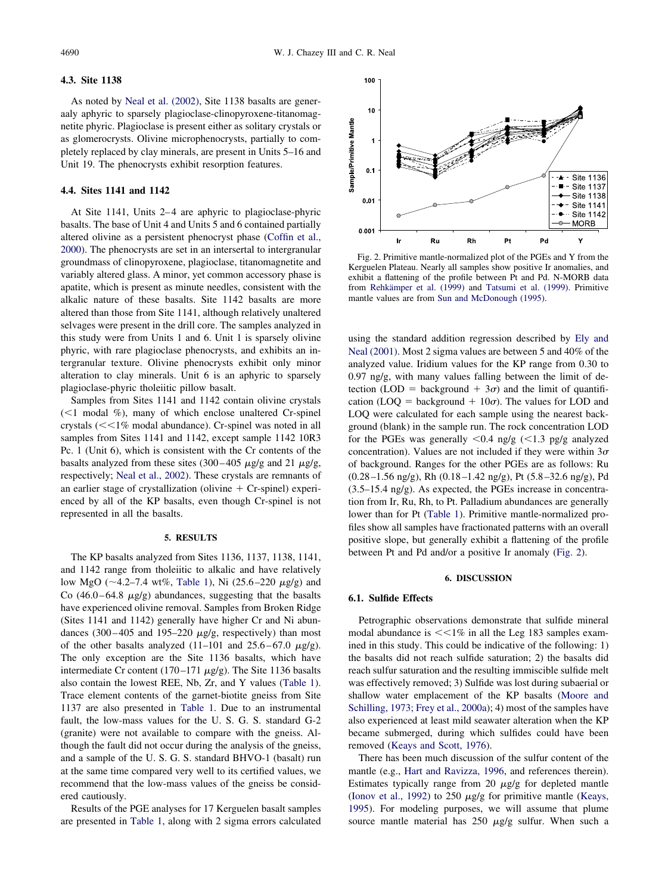### 4.3. Site 1138

As noted by Neal et al. (2002), Site 1138 basalts are generaaly aphyric to sparsely plagioclase-clinopyroxene-titanomagnetite phyric. Plagioclase is present either as solitary crystals or as glomerocrysts. Olivine microphenocrysts, partially to completely replaced by clay minerals, are present in Units 5–16 and Unit 19. The phenocrysts exhibit resorption features.

### 4.4. Sites 1141 and 1142

At Site 1141, Units 2–4 are aphyric to plagioclase-phyric basalts. The base of Unit 4 and Units 5 and 6 contained partially altered olivine as a persistent phenocryst phase (Coffin et al., 2000). The phenocrysts are set in an intersertal to intergranular groundmass of clinopyroxene, plagioclase, titanomagnetite and variably altered glass. A minor, yet common accessory phase is apatite, which is present as minute needles, consistent with the alkalic nature of these basalts. Site 1142 basalts are more altered than those from Site 1141, although relatively unaltered selvages were present in the drill core. The samples analyzed in this study were from Units 1 and 6. Unit 1 is sparsely olivine phyric, with rare plagioclase phenocrysts, and exhibits an intergranular texture. Olivine phenocrysts exhibit only minor alteration to clay minerals. Unit 6 is an aphyric to sparsely plagioclase-phyric tholeiitic pillow basalt.

Samples from Sites 1141 and 1142 contain olivine crystals (<1 modal %), many of which enclose unaltered Cr-spinel crystals (<<1% modal abundance). Cr-spinel was noted in all samples from Sites 1141 and 1142, except sample 1142 10R3 Pc. 1 (Unit 6), which is consistent with the Cr contents of the basalts analyzed from these sites (300–405 $\mu$g/g and 21 $\mu$g/g, respectively; Neal et al., 2002). These crystals are remnants of an earlier stage of crystallization (olivine + Cr-spinel) experienced by all of the KP basalts, even though Cr-spinel is not represented in all the basalts.

## 5. RESULTS

The KP basalts analyzed from Sites 1136, 1137, 1138, 1141, and 1142 range from tholeiitic to alkalic and have relatively low MgO (~4.2–7.4 wt%, Table 1), Ni (25.6–220 $\mu$g/g) and Co (46.0–64.8 $\mu$g/g) abundances, suggesting that the basalts have experienced olivine removal. Samples from Broken Ridge (Sites 1141 and 1142) generally have higher Cr and Ni abundances (300–405 and 195–220 $\mu$g/g, respectively) than most of the other basalts analyzed (11–101 and 25.6–67.0 $\mu$g/g). The only exception are the Site 1136 basalts, which have intermediate Cr content (170–171 $\mu$g/g). The Site 1136 basalts also contain the lowest REE, Nb, Zr, and Y values (Table 1). Trace element contents of the garnet-biotite gneiss from Site 1137 are also presented in Table 1. Due to an instrumental fault, the low-mass values for the U. S. G. S. standard G-2 (granite) were not available to compare with the gneiss. Although the fault did not occur during the analysis of the gneiss, and a sample of the U. S. G. S. standard BHVO-1 (basalt) run at the same time compared very well to its certified values, we recommend that the low-mass values of the gneiss be considered cautiously.

Results of the PGE analyses for 17 Kerguelen basalt samples are presented in Table 1, along with 2 sigma errors calculated using the standard addition regression described by Ely and Neal (2001). Most 2 sigma values are between 5 and 40% of the analyzed value. Iridium values for the KP range from 0.30 to 0.97 ng/g, with many values falling between the limit of detection (LOD = background + 3$\sigma$) and the limit of quantification (LOQ = background + 10$\sigma$). The values for LOD and LOQ were calculated for each sample using the nearest background (blank) in the sample run. The rock concentration LOD for the PGEs was generally <0.4 ng/g (<1.3 pg/g analyzed concentration). Values are not included if they were within 3$\sigma$ of background. Ranges for the other PGEs are as follows: Ru (0.28–1.56 ng/g), Rh (0.18–1.42 ng/g), Pt (5.8–32.6 ng/g), Pd (3.5–15.4 ng/g). As expected, the PGEs increase in concentration from Ir, Ru, Rh, to Pt. Palladium abundances are generally lower than for Pt (Table 1). Primitive mantle-normalized profiles show all samples have fractionated patterns with an overall positive slope, but generally exhibit a flattening of the profile between Pt and Pd and/or a positive Ir anomaly (Fig. 2).

Fig. 2. Primitive mantle-normalized plot of the PGEs and Y from the Kerguelen Plateau. Nearly all samples show positive Ir anomalies, and exhibit a flattening of the profile between Pt and Pd. N-MORB data from Rehkämper et al. (1999) and Tatsumi et al. (1999). Primitive mantle values are from Sun and McDonough (1995).

## 6. DISCUSSION

### 6.1. Sulfide Effects

Petrographic observations demonstrate that sulfide mineral modal abundance is <<1% in all the Leg 183 samples examined in this study. This could be indicative of the following: 1) the basalts did not reach sulfide saturation; 2) the basalts did reach sulfur saturation and the resulting immiscible sulfide melt was effectively removed; 3) Sulfide was lost during subaerial or shallow water emplacement of the KP basalts (Moore and Schilling, 1973; Frey et al., 2000a); 4) most of the samples have also experienced at least mild seawater alteration when the KP became submerged, during which sulfides could have been removed (Keays and Scott, 1976).

There has been much discussion of the sulfur content of the mantle (e.g., Hart and Ravizza, 1996, and references therein). Estimates typically range from 20 $\mu$g/g for depleted mantle (Ionov et al., 1992) to 250 $\mu$g/g for primitive mantle (Keays, 1995). For modeling purposes, we will assume that plume source mantle material has 250 $\mu$g/g sulfur. When such a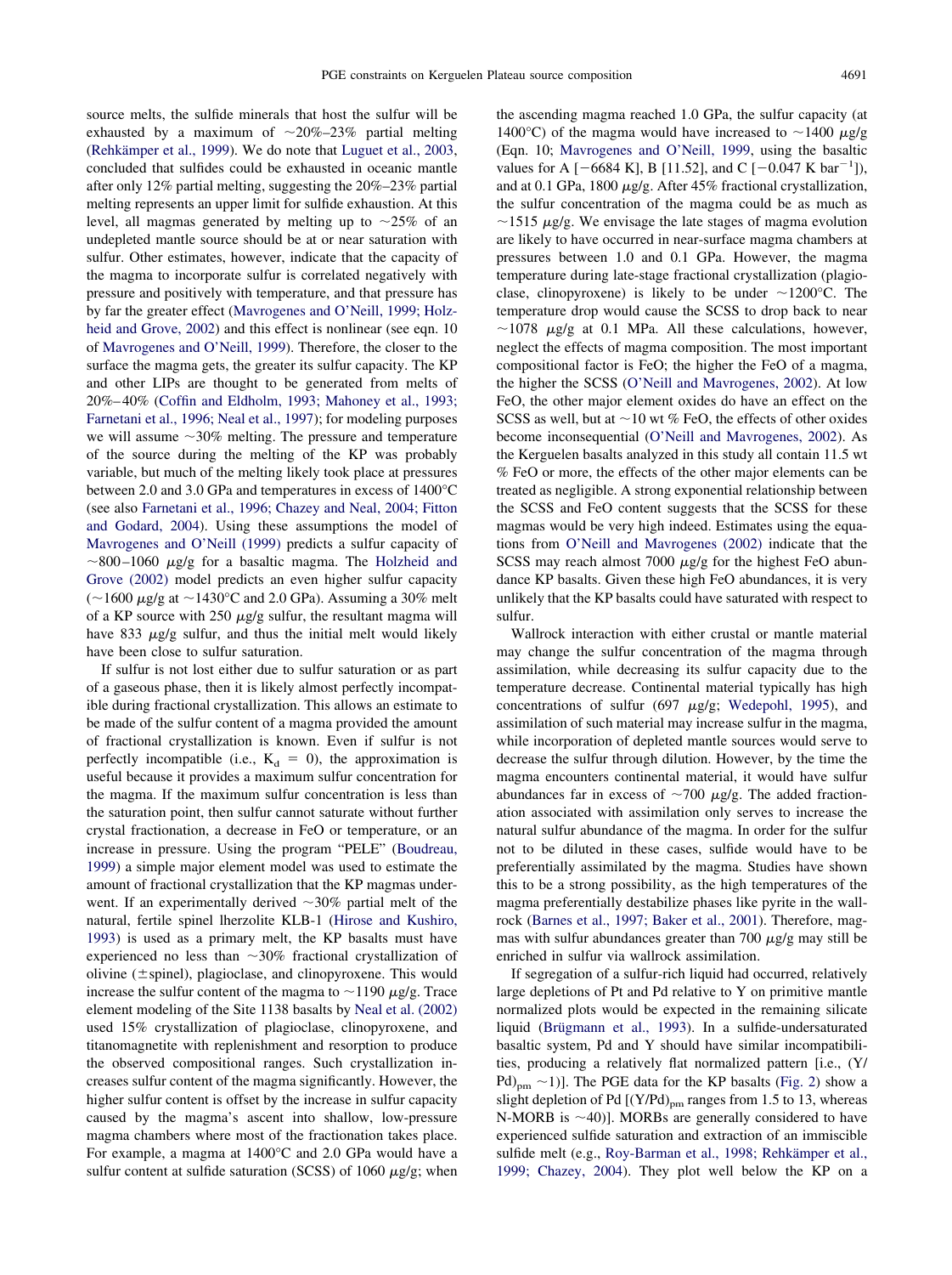source melts, the sulfide minerals that host the sulfur will be exhausted by a maximum of ~20%–23% partial melting (Rehkämper et al., 1999). We do note that Luguet et al., 2003, concluded that sulfides could be exhausted in oceanic mantle after only 12% partial melting, suggesting the 20%–23% partial melting represents an upper limit for sulfide exhaustion. At this level, all magmas generated by melting up to ~25% of an undepleted mantle source should be at or near saturation with sulfur. Other estimates, however, indicate that the capacity of the magma to incorporate sulfur is correlated negatively with pressure and positively with temperature, and that pressure has by far the greater effect (Mavrogenes and O'Neill, 1999; Holzheid and Grove, 2002) and this effect is nonlinear (see eqn. 10 of Mavrogenes and O'Neill, 1999). Therefore, the closer to the surface the magma gets, the greater its sulfur capacity. The KP and other LIPs are thought to be generated from melts of 20%–40% (Coffin and Eldholm, 1993; Mahoney et al., 1993; Farnetani et al., 1996; Neal et al., 1997); for modeling purposes we will assume ~30% melting. The pressure and temperature of the source during the melting of the KP was probably variable, but much of the melting likely took place at pressures between 2.0 and 3.0 GPa and temperatures in excess of 1400°C (see also Farnetani et al., 1996; Chazey and Neal, 2004; Fitton and Godard, 2004). Using these assumptions the model of Mavrogenes and O'Neill (1999) predicts a sulfur capacity of ~800–1060 μg/g for a basaltic magma. The Holzheid and Grove (2002) model predicts an even higher sulfur capacity (~1600 μg/g at ~1430°C and 2.0 GPa). Assuming a 30% melt of a KP source with 250 μg/g sulfur, the resultant magma will have 833 μg/g sulfur, and thus the initial melt would likely have been close to sulfur saturation.

If sulfur is not lost either due to sulfur saturation or as part of a gaseous phase, then it is likely almost perfectly incompatible during fractional crystallization. This allows an estimate to be made of the sulfur content of a magma provided the amount of fractional crystallization is known. Even if sulfur is not perfectly incompatible (i.e., $K_d = 0$), the approximation is useful because it provides a maximum sulfur concentration for the magma. If the maximum sulfur concentration is less than the saturation point, then sulfur cannot saturate without further crystal fractionation, a decrease in FeO or temperature, or an increase in pressure. Using the program "PELE" (Boudreau, 1999) a simple major element model was used to estimate the amount of fractional crystallization that the KP magmas underwent. If an experimentally derived ~30% partial melt of the natural, fertile spinel lherzolite KLB-1 (Hirose and Kushiro, 1993) is used as a primary melt, the KP basalts must have experienced no less than ~30% fractional crystallization of olivine (±spinel), plagioclase, and clinopyroxene. This would increase the sulfur content of the magma to ~1190 μg/g. Trace element modeling of the Site 1138 basalts by Neal et al. (2002) used 15% crystallization of plagioclase, clinopyroxene, and titanomagnetite with replenishment and resorption to produce the observed compositional ranges. Such crystallization increases sulfur content of the magma significantly. However, the higher sulfur content is offset by the increase in sulfur capacity caused by the magma's ascent into shallow, low-pressure magma chambers where most of the fractionation takes place. For example, a magma at 1400°C and 2.0 GPa would have a sulfur content at sulfide saturation (SCSS) of 1060 μg/g; when the ascending magma reached 1.0 GPa, the sulfur capacity (at 1400°C) of the magma would have increased to ~1400 μg/g (Eqn. 10; Mavrogenes and O'Neill, 1999, using the basaltic values for A [−6684 K], B [11.52], and C [−0.047 K bar$^{-1}$]), and at 0.1 GPa, 1800 μg/g. After 45% fractional crystallization, the sulfur concentration of the magma could be as much as ~1515 μg/g. We envisage the late stages of magma evolution are likely to have occurred in near-surface magma chambers at pressures between 1.0 and 0.1 GPa. However, the magma temperature during late-stage fractional crystallization (plagioclase, clinopyroxene) is likely to be under ~1200°C. The temperature drop would cause the SCSS to drop back to near ~1078 μg/g at 0.1 MPa. All these calculations, however, neglect the effects of magma composition. The most important compositional factor is FeO; the higher the FeO of a magma, the higher the SCSS (O'Neill and Mavrogenes, 2002). At low FeO, the other major element oxides do have an effect on the SCSS as well, but at ~10 wt % FeO, the effects of other oxides become inconsequential (O'Neill and Mavrogenes, 2002). As the Kerguelen basalts analyzed in this study all contain 11.5 wt % FeO or more, the effects of the other major elements can be treated as negligible. A strong exponential relationship between the SCSS and FeO content suggests that the SCSS for these magmas would be very high indeed. Estimates using the equations from O'Neill and Mavrogenes (2002) indicate that the SCSS may reach almost 7000 μg/g for the highest FeO abundance KP basalts. Given these high FeO abundances, it is very unlikely that the KP basalts could have saturated with respect to sulfur.

Wallrock interaction with either crustal or mantle material may change the sulfur concentration of the magma through assimilation, while decreasing its sulfur capacity due to the temperature decrease. Continental material typically has high concentrations of sulfur (697 μg/g; Wedepohl, 1995), and assimilation of such material may increase sulfur in the magma, while incorporation of depleted mantle sources would serve to decrease the sulfur through dilution. However, by the time the magma encounters continental material, it would have sulfur abundances far in excess of ~700 μg/g. The added fractionation associated with assimilation only serves to increase the natural sulfur abundance of the magma. In order for the sulfur not to be diluted in these cases, sulfide would have to be preferentially assimilated by the magma. Studies have shown this to be a strong possibility, as the high temperatures of the magma preferentially destabilize phases like pyrite in the wallrock (Barnes et al., 1997; Baker et al., 2001). Therefore, magmas with sulfur abundances greater than 700 μg/g may still be enriched in sulfur via wallrock assimilation.

If segregation of a sulfur-rich liquid had occurred, relatively large depletions of Pt and Pd relative to Y on primitive mantle normalized plots would be expected in the remaining silicate liquid (Brügmann et al., 1993). In a sulfide-undersaturated basaltic system, Pd and Y should have similar incompatibilities, producing a relatively flat normalized pattern [i.e., $(Y/Pd)_{pm}$ ~1)]. The PGE data for the KP basalts (Fig. 2) show a slight depletion of Pd [$(Y/Pd)_{pm}$ ranges from 1.5 to 13, whereas N-MORB is ~40)]. MORBs are generally considered to have experienced sulfide saturation and extraction of an immiscible sulfide melt (e.g., Roy-Barman et al., 1998; Rehkämper et al., 1999; Chazey, 2004). They plot well below the KP on a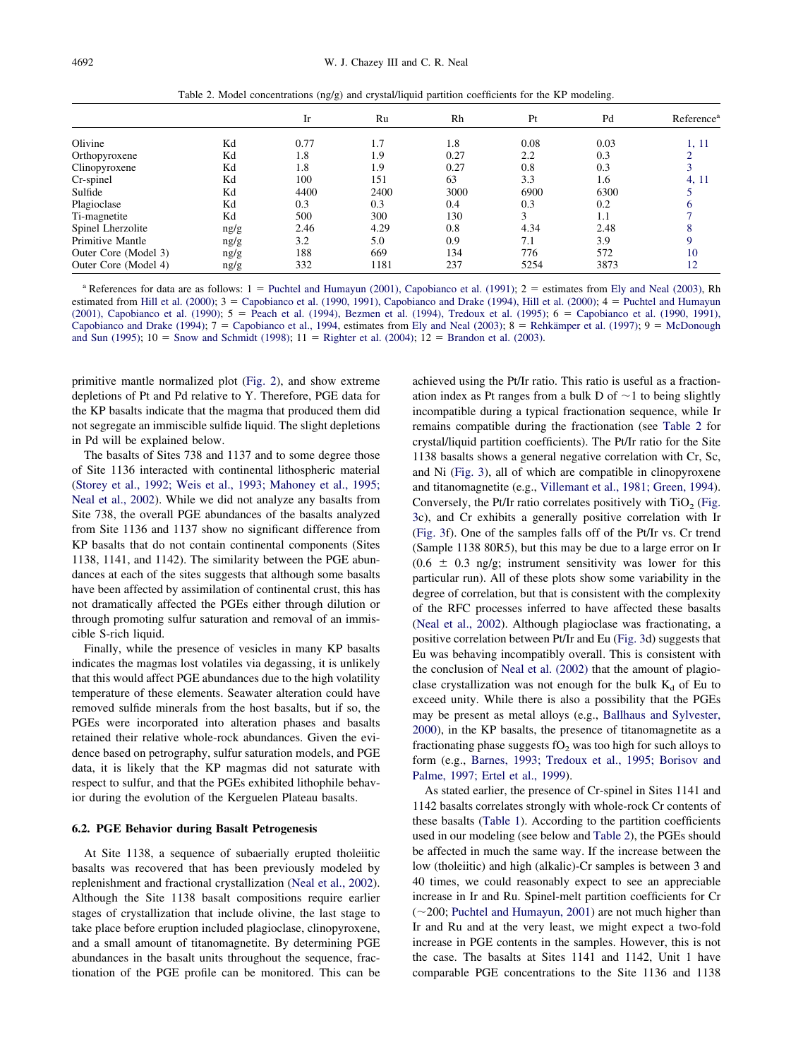Table 2. Model concentrations (ng/g) and crystal/liquid partition coefficients for the KP modeling.

| | | Ir | Ru | Rh | Pt | Pd | Reference[a] |
|---|---|---|---|---|---|---|---|
| Olivine | Kd | 0.77 | 1.7 | 1.8 | 0.08 | 0.03 | 1, 11 |
| Orthopyroxene | Kd | 1.8 | 1.9 | 0.27 | 2.2 | 0.3 | 2 |
| Clinopyroxene | Kd | 1.8 | 1.9 | 0.27 | 0.8 | 0.3 | 3 |
| Cr-spinel | Kd | 100 | 151 | 63 | 3.3 | 1.6 | 4, 11 |
| Sulfide | Kd | 4400 | 2400 | 3000 | 6900 | 6300 | 5 |
| Plagioclase | Kd | 0.3 | 0.3 | 0.4 | 0.3 | 0.2 | 6 |
| Ti-magnetite | Kd | 500 | 300 | 130 | 3 | 1.1 | 7 |
| Spinel Lherzolite | ng/g | 2.46 | 4.29 | 0.8 | 4.34 | 2.48 | 8 |
| Primitive Mantle | ng/g | 3.2 | 5.0 | 0.9 | 7.1 | 3.9 | 9 |
| Outer Core (Model 3) | ng/g | 188 | 669 | 134 | 776 | 572 | 10 |
| Outer Core (Model 4) | ng/g | 332 | 1181 | 237 | 5254 | 3873 | 12 |

[a] References for data are as follows: 1 = Puchtel and Humayun (2001), Capobianco et al. (1991); 2 = estimates from Ely and Neal (2003), Rh estimated from Hill et al. (2000); 3 = Capobianco et al. (1990, 1991), Capobianco and Drake (1994), Hill et al. (2000); 4 = Puchtel and Humayun (2001), Capobianco et al. (1990); 5 = Peach et al. (1994), Bezmen et al. (1994), Tredoux et al. (1995); 6 = Capobianco et al. (1990, 1991), Capobianco and Drake (1994); 7 = Capobianco et al., 1994, estimates from Ely and Neal (2003); 8 = Rehkämper et al. (1997); 9 = McDonough and Sun (1995); 10 = Snow and Schmidt (1998); 11 = Righter et al. (2004); 12 = Brandon et al. (2003).

primitive mantle normalized plot (Fig. 2), and show extreme depletions of Pt and Pd relative to Y. Therefore, PGE data for the KP basalts indicate that the magma that produced them did not segregate an immiscible sulfide liquid. The slight depletions in Pd will be explained below.

The basalts of Sites 738 and 1137 and to some degree those of Site 1136 interacted with continental lithospheric material (Storey et al., 1992; Weis et al., 1993; Mahoney et al., 1995; Neal et al., 2002). While we did not analyze any basalts from Site 738, the overall PGE abundances of the basalts analyzed from Site 1136 and 1137 show no significant difference from KP basalts that do not contain continental components (Sites 1138, 1141, and 1142). The similarity between the PGE abundances at each of the sites suggests that although some basalts have been affected by assimilation of continental crust, this has not dramatically affected the PGEs either through dilution or through promoting sulfur saturation and removal of an immiscible S-rich liquid.

Finally, while the presence of vesicles in many KP basalts indicates the magmas lost volatiles via degassing, it is unlikely that this would affect PGE abundances due to the high volatility temperature of these elements. Seawater alteration could have removed sulfide minerals from the host basalts, but if so, the PGEs were incorporated into alteration phases and basalts retained their relative whole-rock abundances. Given the evidence based on petrography, sulfur saturation models, and PGE data, it is likely that the KP magmas did not saturate with respect to sulfur, and that the PGEs exhibited lithophile behavior during the evolution of the Kerguelen Plateau basalts.

### 6.2. PGE Behavior during Basalt Petrogenesis

At Site 1138, a sequence of subaerially erupted tholeiitic basalts was recovered that has been previously modeled by replenishment and fractional crystallization (Neal et al., 2002). Although the Site 1138 basalt compositions require earlier stages of crystallization that include olivine, the last stage to take place before eruption included plagioclase, clinopyroxene, and a small amount of titanomagnetite. By determining PGE abundances in the basalt units throughout the sequence, fractionation of the PGE profile can be monitored. This can be achieved using the Pt/Ir ratio. This ratio is useful as a fractionation index as Pt ranges from a bulk D of ~1 to being slightly incompatible during a typical fractionation sequence, while Ir remains compatible during the fractionation (see Table 2 for crystal/liquid partition coefficients). The Pt/Ir ratio for the Site 1138 basalts shows a general negative correlation with Cr, Sc, and Ni (Fig. 3), all of which are compatible in clinopyroxene and titanomagnetite (e.g., Villemant et al., 1981; Green, 1994). Conversely, the Pt/Ir ratio correlates positively with $TiO_2$ (Fig. 3c), and Cr exhibits a generally positive correlation with Ir (Fig. 3f). One of the samples falls off of the Pt/Ir vs. Cr trend (Sample 1138 80R5), but this may be due to a large error on Ir ($0.6 \pm 0.3$ ng/g; instrument sensitivity was lower for this particular run). All of these plots show some variability in the degree of correlation, but that is consistent with the complexity of the RFC processes inferred to have affected these basalts (Neal et al., 2002). Although plagioclase was fractionating, a positive correlation between Pt/Ir and Eu (Fig. 3d) suggests that Eu was behaving incompatibly overall. This is consistent with the conclusion of Neal et al. (2002) that the amount of plagioclase crystallization was not enough for the bulk $K_d$ of Eu to exceed unity. While there is also a possibility that the PGEs may be present as metal alloys (e.g., Ballhaus and Sylvester, 2000), in the KP basalts, the presence of titanomagnetite as a fractionating phase suggests $fO_2$ was too high for such alloys to form (e.g., Barnes, 1993; Tredoux et al., 1995; Borisov and Palme, 1997; Ertel et al., 1999).

As stated earlier, the presence of Cr-spinel in Sites 1141 and 1142 basalts correlates strongly with whole-rock Cr contents of these basalts (Table 1). According to the partition coefficients used in our modeling (see below and Table 2), the PGEs should be affected in much the same way. If the increase between the low (tholeiitic) and high (alkalic)-Cr samples is between 3 and 40 times, we could reasonably expect to see an appreciable increase in Ir and Ru. Spinel-melt partition coefficients for Cr (~200; Puchtel and Humayun, 2001) are not much higher than Ir and Ru and at the very least, we might expect a two-fold increase in PGE contents in the samples. However, this is not the case. The basalts at Sites 1141 and 1142, Unit 1 have comparable PGE concentrations to the Site 1136 and 1138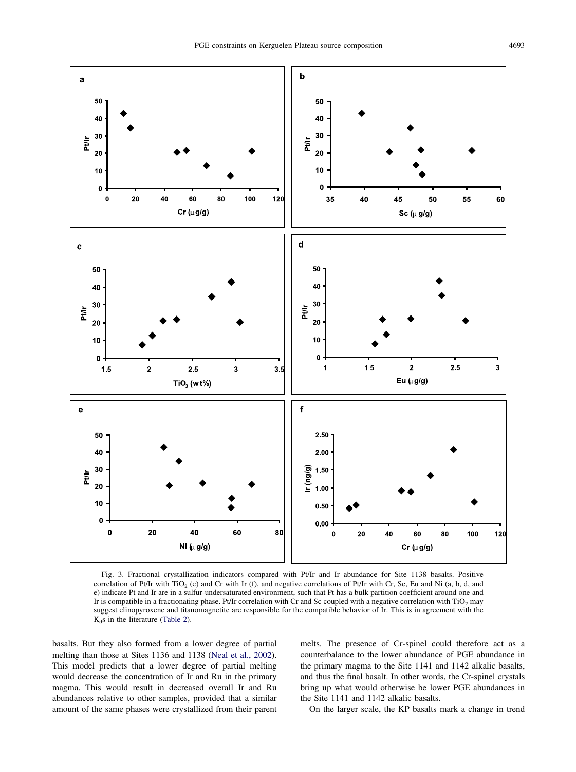Fig. 3. Fractional crystallization indicators compared with Pt/Ir and Ir abundance for Site 1138 basalts. Positive correlation of Pt/Ir with $TiO_2$ (c) and Cr with Ir (f), and negative correlations of Pt/Ir with Cr, Sc, Eu and Ni (a, b, d, and e) indicate Pt and Ir are in a sulfur-undersaturated environment, such that Pt has a bulk partition coefficient around one and Ir is compatible in a fractionating phase. Pt/Ir correlation with Cr and Sc coupled with a negative correlation with $TiO_2$ may suggest clinopyroxene and titanomagnetite are responsible for the compatible behavior of Ir. This is in agreement with the $K_d$s in the literature (Table 2).

basalts. But they also formed from a lower degree of partial melting than those at Sites 1136 and 1138 (Neal et al., 2002). This model predicts that a lower degree of partial melting would decrease the concentration of Ir and Ru in the primary magma. This would result in decreased overall Ir and Ru abundances relative to other samples, provided that a similar amount of the same phases were crystallized from their parent melts. The presence of Cr-spinel could therefore act as a counterbalance to the lower abundance of PGE abundance in the primary magma to the Site 1141 and 1142 alkalic basalts, and thus the final basalt. In other words, the Cr-spinel crystals bring up what would otherwise be lower PGE abundances in the Site 1141 and 1142 alkalic basalts.

On the larger scale, the KP basalts mark a change in trend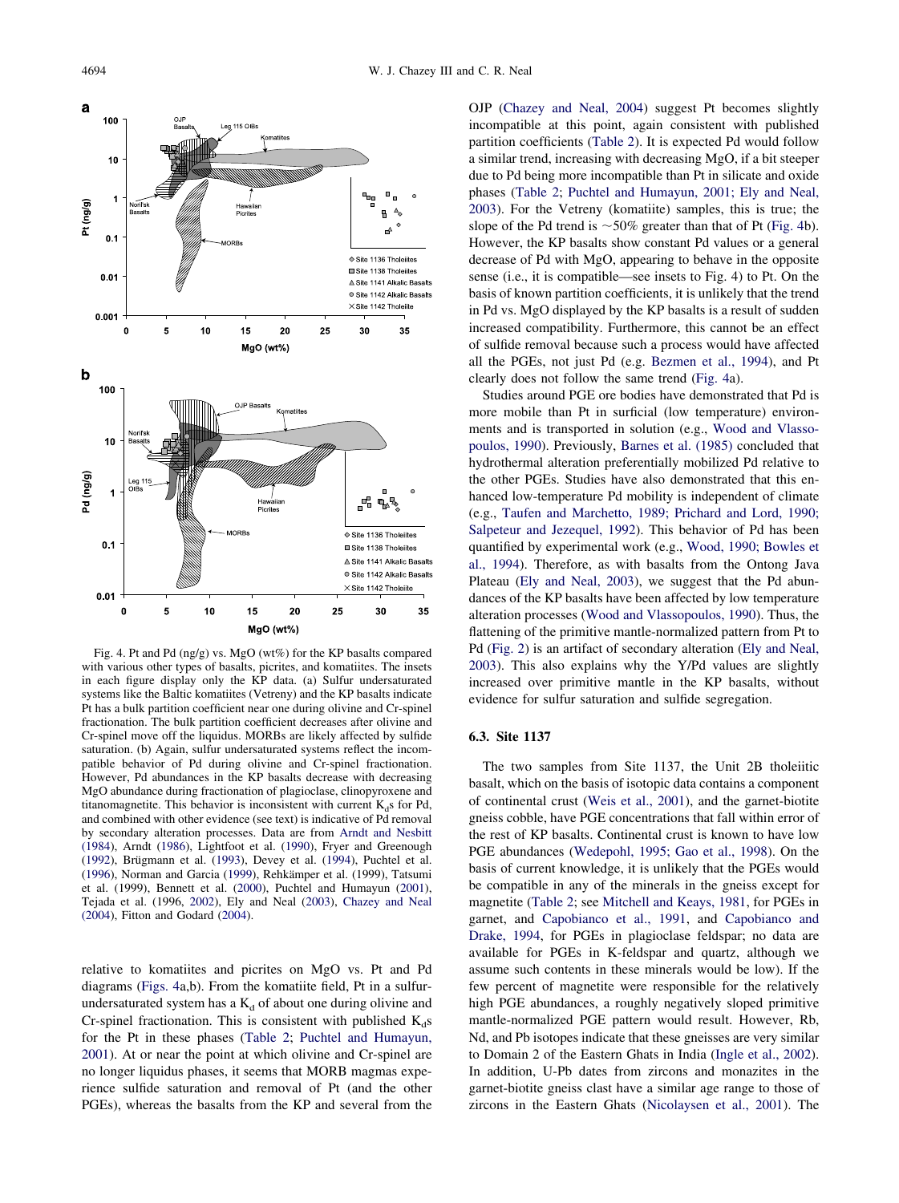Fig. 4. Pt and Pd (ng/g) vs. MgO (wt%) for the KP basalts compared with various other types of basalts, picrites, and komatiites. The insets in each figure display only the KP data. (a) Sulfur undersaturated systems like the Baltic komatiites (Vetreny) and the KP basalts indicate Pt has a bulk partition coefficient near one during olivine and Cr-spinel fractionation. The bulk partition coefficient decreases after olivine and Cr-spinel move off the liquidus. MORBs are likely affected by sulfide saturation. (b) Again, sulfur undersaturated systems reflect the incompatible behavior of Pd during olivine and Cr-spinel fractionation. However, Pd abundances in the KP basalts decrease with decreasing MgO abundance during fractionation of plagioclase, clinopyroxene and titanomagnetite. This behavior is inconsistent with current $K_d$s for Pd, and combined with other evidence (see text) is indicative of Pd removal by secondary alteration processes. Data are from Arndt and Nesbitt (1984), Arndt (1986), Lightfoot et al. (1990), Fryer and Greenough (1992), Brügmann et al. (1993), Devey et al. (1994), Puchtel et al. (1996), Norman and Garcia (1999), Rehkämper et al. (1999), Tatsumi et al. (1999), Bennett et al. (2000), Puchtel and Humayun (2001), Tejada et al. (1996, 2002), Ely and Neal (2003), Chazey and Neal (2004), Fitton and Godard (2004).

relative to komatiites and picrites on MgO vs. Pt and Pd diagrams (Figs. 4a,b). From the komatiite field, Pt in a sulfur-undersaturated system has a $K_d$ of about one during olivine and Cr-spinel fractionation. This is consistent with published $K_d$s for the Pt in these phases (Table 2; Puchtel and Humayun, 2001). At or near the point at which olivine and Cr-spinel are no longer liquidus phases, it seems that MORB magmas experience sulfide saturation and removal of Pt (and the other PGEs), whereas the basalts from the KP and several from the OJP (Chazey and Neal, 2004) suggest Pt becomes slightly incompatible at this point, again consistent with published partition coefficients (Table 2). It is expected Pd would follow a similar trend, increasing with decreasing MgO, if a bit steeper due to Pd being more incompatible than Pt in silicate and oxide phases (Table 2; Puchtel and Humayun, 2001; Ely and Neal, 2003). For the Vetreny (komatiite) samples, this is true; the slope of the Pd trend is ~50% greater than that of Pt (Fig. 4b). However, the KP basalts show constant Pd values or a general decrease of Pd with MgO, appearing to behave in the opposite sense (i.e., it is compatible—see insets to Fig. 4) to Pt. On the basis of known partition coefficients, it is unlikely that the trend in Pd vs. MgO displayed by the KP basalts is a result of sudden increased compatibility. Furthermore, this cannot be an effect of sulfide removal because such a process would have affected all the PGEs, not just Pd (e.g. Bezmen et al., 1994), and Pt clearly does not follow the same trend (Fig. 4a).

Studies around PGE ore bodies have demonstrated that Pd is more mobile than Pt in surficial (low temperature) environments and is transported in solution (e.g., Wood and Vlassopoulos, 1990). Previously, Barnes et al. (1985) concluded that hydrothermal alteration preferentially mobilized Pd relative to the other PGEs. Studies have also demonstrated that this enhanced low-temperature Pd mobility is independent of climate (e.g., Taufen and Marchetto, 1989; Prichard and Lord, 1990; Salpeteur and Jezequel, 1992). This behavior of Pd has been quantified by experimental work (e.g., Wood, 1990; Bowles et al., 1994). Therefore, as with basalts from the Ontong Java Plateau (Ely and Neal, 2003), we suggest that the Pd abundances of the KP basalts have been affected by low temperature alteration processes (Wood and Vlassopoulos, 1990). Thus, the flattening of the primitive mantle-normalized pattern from Pt to Pd (Fig. 2) is an artifact of secondary alteration (Ely and Neal, 2003). This also explains why the Y/Pd values are slightly increased over primitive mantle in the KP basalts, without evidence for sulfur saturation and sulfide segregation.

### 6.3. Site 1137

The two samples from Site 1137, the Unit 2B tholeiitic basalt, which on the basis of isotopic data contains a component of continental crust (Weis et al., 2001), and the garnet-biotite gneiss cobble, have PGE concentrations that fall within error of the rest of KP basalts. Continental crust is known to have low PGE abundances (Wedepohl, 1995; Gao et al., 1998). On the basis of current knowledge, it is unlikely that the PGEs would be compatible in any of the minerals in the gneiss except for magnetite (Table 2; see Mitchell and Keays, 1981, for PGEs in garnet, and Capobianco et al., 1991, and Capobianco and Drake, 1994, for PGEs in plagioclase feldspar; no data are available for PGEs in K-feldspar and quartz, although we assume such contents in these minerals would be low). If the few percent of magnetite were responsible for the relatively high PGE abundances, a roughly negatively sloped primitive mantle-normalized PGE pattern would result. However, Rb, Nd, and Pb isotopes indicate that these gneisses are very similar to Domain 2 of the Eastern Ghats in India (Ingle et al., 2002). In addition, U-Pb dates from zircons and monazites in the garnet-biotite gneiss clast have a similar age range to those of zircons in the Eastern Ghats (Nicolaysen et al., 2001). The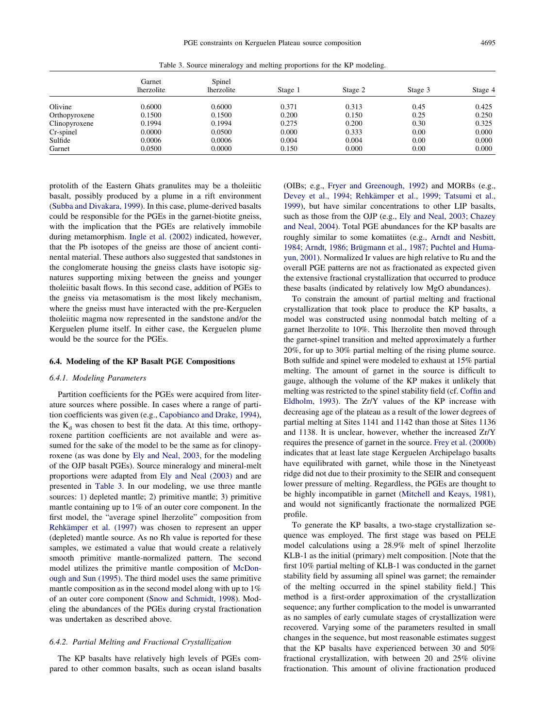Table 3. Source mineralogy and melting proportions for the KP modeling.

| | Garnet lherzolite | Spinel lherzolite | Stage 1 | Stage 2 | Stage 3 | Stage 4 |
|---|---|---|---|---|---|---|
| Olivine | 0.6000 | 0.6000 | 0.371 | 0.313 | 0.45 | 0.425 |
| Orthopyroxene | 0.1500 | 0.1500 | 0.200 | 0.150 | 0.25 | 0.250 |
| Clinopyroxene | 0.1994 | 0.1994 | 0.275 | 0.200 | 0.30 | 0.325 |
| Cr-spinel | 0.0000 | 0.0500 | 0.000 | 0.333 | 0.00 | 0.000 |
| Sulfide | 0.0006 | 0.0006 | 0.004 | 0.004 | 0.00 | 0.000 |
| Garnet | 0.0500 | 0.0000 | 0.150 | 0.000 | 0.00 | 0.000 |

protolith of the Eastern Ghats granulites may be a tholeiitic basalt, possibly produced by a plume in a rift environment (Subba and Divakara, 1999). In this case, plume-derived basalts could be responsible for the PGEs in the garnet-biotite gneiss, with the implication that the PGEs are relatively immobile during metamorphism. Ingle et al. (2002) indicated, however, that the Pb isotopes of the gneiss are those of ancient continental material. These authors also suggested that sandstones in the conglomerate housing the gneiss clasts have isotopic signatures supporting mixing between the gneiss and younger tholeiitic basalt flows. In this second case, addition of PGEs to the gneiss via metasomatism is the most likely mechanism, where the gneiss must have interacted with the pre-Kerguelen tholeiitic magma now represented in the sandstone and/or the Kerguelen plume itself. In either case, the Kerguelen plume would be the source for the PGEs.

### 6.4. Modeling of the KP Basalt PGE Compositions

#### 6.4.1. Modeling Parameters

Partition coefficients for the PGEs were acquired from literature sources where possible. In cases where a range of partition coefficients was given (e.g., Capobianco and Drake, 1994), the $K_d$ was chosen to best fit the data. At this time, orthopyroxene partition coefficients are not available and were assumed for the sake of the model to be the same as for clinopyroxene (as was done by Ely and Neal, 2003, for the modeling of the OJP basalt PGEs). Source mineralogy and mineral-melt proportions were adapted from Ely and Neal (2003) and are presented in Table 3. In our modeling, we use three mantle sources: 1) depleted mantle; 2) primitive mantle; 3) primitive mantle containing up to 1% of an outer core component. In the first model, the "average spinel lherzolite" composition from Rehkämper et al. (1997) was chosen to represent an upper (depleted) mantle source. As no Rh value is reported for these samples, we estimated a value that would create a relatively smooth primitive mantle-normalized pattern. The second model utilizes the primitive mantle composition of McDonough and Sun (1995). The third model uses the same primitive mantle composition as in the second model along with up to 1% of an outer core component (Snow and Schmidt, 1998). Modeling the abundances of the PGEs during crystal fractionation was undertaken as described above.

#### 6.4.2. Partial Melting and Fractional Crystallization

The KP basalts have relatively high levels of PGEs compared to other common basalts, such as ocean island basalts (OIBs; e.g., Fryer and Greenough, 1992) and MORBs (e.g., Devey et al., 1994; Rehkämper et al., 1999; Tatsumi et al., 1999), but have similar concentrations to other LIP basalts, such as those from the OJP (e.g., Ely and Neal, 2003; Chazey and Neal, 2004). Total PGE abundances for the KP basalts are roughly similar to some komatiites (e.g., Arndt and Nesbitt, 1984; Arndt, 1986; Brügmann et al., 1987; Puchtel and Humayun, 2001). Normalized Ir values are high relative to Ru and the overall PGE patterns are not as fractionated as expected given the extensive fractional crystallization that occurred to produce these basalts (indicated by relatively low MgO abundances).

To constrain the amount of partial melting and fractional crystallization that took place to produce the KP basalts, a model was constructed using nonmodal batch melting of a garnet lherzolite to 10%. This lherzolite then moved through the garnet-spinel transition and melted approximately a further 20%, for up to 30% partial melting of the rising plume source. Both sulfide and spinel were modeled to exhaust at 15% partial melting. The amount of garnet in the source is difficult to gauge, although the volume of the KP makes it unlikely that melting was restricted to the spinel stability field (cf. Coffin and Eldholm, 1993). The Zr/Y values of the KP increase with decreasing age of the plateau as a result of the lower degrees of partial melting at Sites 1141 and 1142 than those at Sites 1136 and 1138. It is unclear, however, whether the increased Zr/Y requires the presence of garnet in the source. Frey et al. (2000b) indicates that at least late stage Kerguelen Archipelago basalts have equilibrated with garnet, while those in the Ninetyeast ridge did not due to their proximity to the SEIR and consequent lower pressure of melting. Regardless, the PGEs are thought to be highly incompatible in garnet (Mitchell and Keays, 1981), and would not significantly fractionate the normalized PGE profile.

To generate the KP basalts, a two-stage crystallization sequence was employed. The first stage was based on PELE model calculations using a 28.9% melt of spinel lherzolite KLB-1 as the initial (primary) melt composition. [Note that the first 10% partial melting of KLB-1 was conducted in the garnet stability field by assuming all spinel was garnet; the remainder of the melting occurred in the spinel stability field.] This method is a first-order approximation of the crystallization sequence; any further complication to the model is unwarranted as no samples of early cumulate stages of crystallization were recovered. Varying some of the parameters resulted in small changes in the sequence, but most reasonable estimates suggest that the KP basalts have experienced between 30 and 50% fractional crystallization, with between 20 and 25% olivine fractionation. This amount of olivine fractionation produced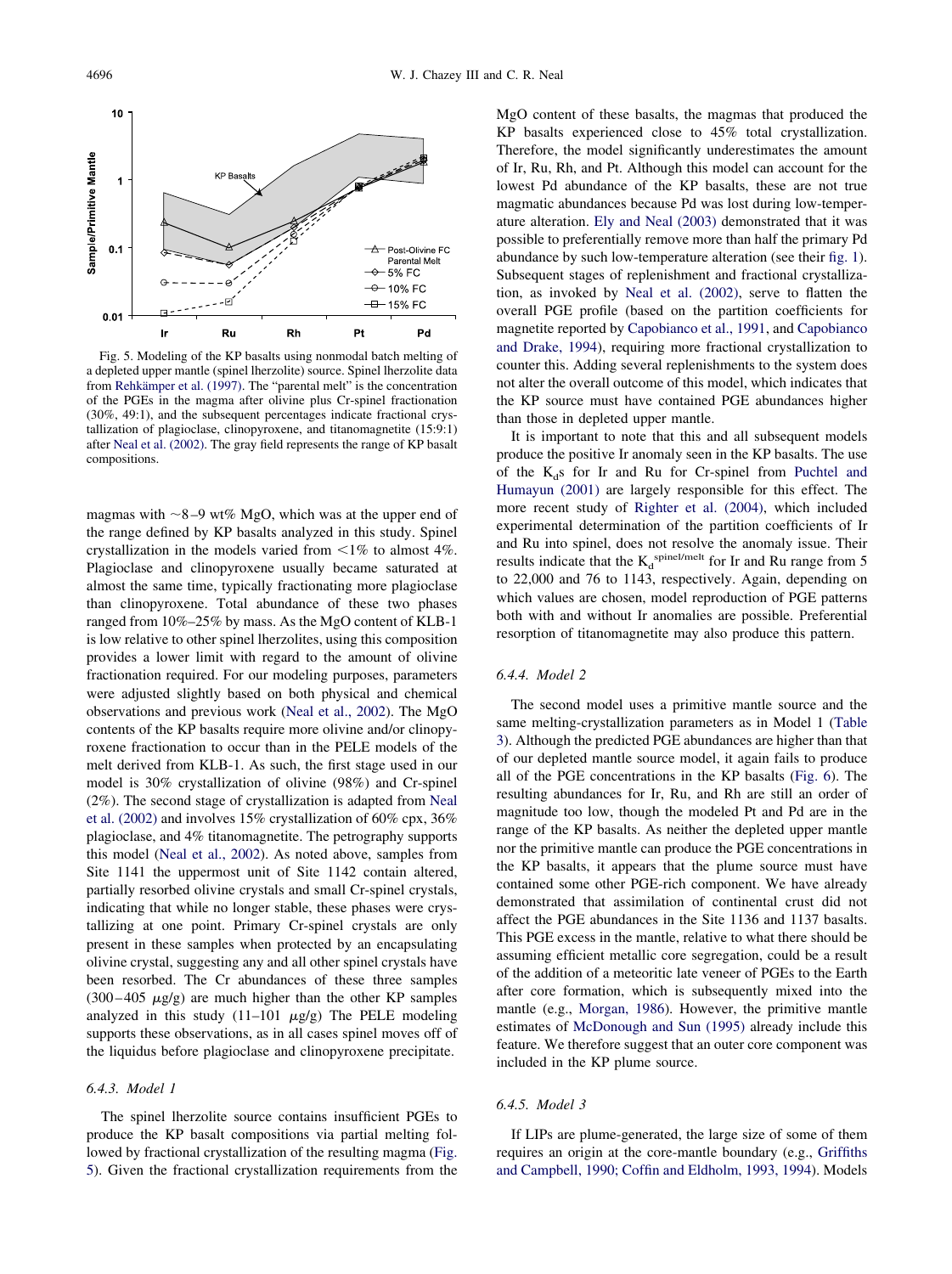Fig. 5. Modeling of the KP basalts using nonmodal batch melting of a depleted upper mantle (spinel lherzolite) source. Spinel lherzolite data from Rehkämper et al. (1997). The "parental melt" is the concentration of the PGEs in the magma after olivine plus Cr-spinel fractionation (30%, 49:1), and the subsequent percentages indicate fractional crystallization of plagioclase, clinopyroxene, and titanomagnetite (15:9:1) after Neal et al. (2002). The gray field represents the range of KP basalt compositions.

magmas with ~8–9 wt% MgO, which was at the upper end of the range defined by KP basalts analyzed in this study. Spinel crystallization in the models varied from <1% to almost 4%. Plagioclase and clinopyroxene usually became saturated at almost the same time, typically fractionating more plagioclase than clinopyroxene. Total abundance of these two phases ranged from 10%–25% by mass. As the MgO content of KLB-1 is low relative to other spinel lherzolites, using this composition provides a lower limit with regard to the amount of olivine fractionation required. For our modeling purposes, parameters were adjusted slightly based on both physical and chemical observations and previous work (Neal et al., 2002). The MgO contents of the KP basalts require more olivine and/or clinopyroxene fractionation to occur than in the PELE models of the melt derived from KLB-1. As such, the first stage used in our model is 30% crystallization of olivine (98%) and Cr-spinel (2%). The second stage of crystallization is adapted from Neal et al. (2002) and involves 15% crystallization of 60% cpx, 36% plagioclase, and 4% titanomagnetite. The petrography supports this model (Neal et al., 2002). As noted above, samples from Site 1141 the uppermost unit of Site 1142 contain altered, partially resorbed olivine crystals and small Cr-spinel crystals, indicating that while no longer stable, these phases were crystallizing at one point. Primary Cr-spinel crystals are only present in these samples when protected by an encapsulating olivine crystal, suggesting any and all other spinel crystals have been resorbed. The Cr abundances of these three samples (300–405 $\mu$g/g) are much higher than the other KP samples analyzed in this study (11–101 $\mu$g/g) The PELE modeling supports these observations, as in all cases spinel moves off of the liquidus before plagioclase and clinopyroxene precipitate.

#### 6.4.3. Model 1

The spinel lherzolite source contains insufficient PGEs to produce the KP basalt compositions via partial melting followed by fractional crystallization of the resulting magma (Fig. 5). Given the fractional crystallization requirements from the MgO content of these basalts, the magmas that produced the KP basalts experienced close to 45% total crystallization. Therefore, the model significantly underestimates the amount of Ir, Ru, Rh, and Pt. Although this model can account for the lowest Pd abundance of the KP basalts, these are not true magmatic abundances because Pd was lost during low-temperature alteration. Ely and Neal (2003) demonstrated that it was possible to preferentially remove more than half the primary Pd abundance by such low-temperature alteration (see their fig. 1). Subsequent stages of replenishment and fractional crystallization, as invoked by Neal et al. (2002), serve to flatten the overall PGE profile (based on the partition coefficients for magnetite reported by Capobianco et al., 1991, and Capobianco and Drake, 1994), requiring more fractional crystallization to counter this. Adding several replenishments to the system does not alter the overall outcome of this model, which indicates that the KP source must have contained PGE abundances higher than those in depleted upper mantle.

It is important to note that this and all subsequent models produce the positive Ir anomaly seen in the KP basalts. The use of the $K_d$s for Ir and Ru for Cr-spinel from Puchtel and Humayun (2001) are largely responsible for this effect. The more recent study of Righter et al. (2004), which included experimental determination of the partition coefficients of Ir and Ru into spinel, does not resolve the anomaly issue. Their results indicate that the $K_d^{spinel/melt}$ for Ir and Ru range from 5 to 22,000 and 76 to 1143, respectively. Again, depending on which values are chosen, model reproduction of PGE patterns both with and without Ir anomalies are possible. Preferential resorption of titanomagnetite may also produce this pattern.

#### 6.4.4. Model 2

The second model uses a primitive mantle source and the same melting-crystallization parameters as in Model 1 (Table 3). Although the predicted PGE abundances are higher than that of our depleted mantle source model, it again fails to produce all of the PGE concentrations in the KP basalts (Fig. 6). The resulting abundances for Ir, Ru, and Rh are still an order of magnitude too low, though the modeled Pt and Pd are in the range of the KP basalts. As neither the depleted upper mantle nor the primitive mantle can produce the PGE concentrations in the KP basalts, it appears that the plume source must have contained some other PGE-rich component. We have already demonstrated that assimilation of continental crust did not affect the PGE abundances in the Site 1136 and 1137 basalts. This PGE excess in the mantle, relative to what there should be assuming efficient metallic core segregation, could be a result of the addition of a meteoritic late veneer of PGEs to the Earth after core formation, which is subsequently mixed into the mantle (e.g., Morgan, 1986). However, the primitive mantle estimates of McDonough and Sun (1995) already include this feature. We therefore suggest that an outer core component was included in the KP plume source.

#### 6.4.5. Model 3

If LIPs are plume-generated, the large size of some of them requires an origin at the core-mantle boundary (e.g., Griffiths and Campbell, 1990; Coffin and Eldholm, 1993, 1994). Models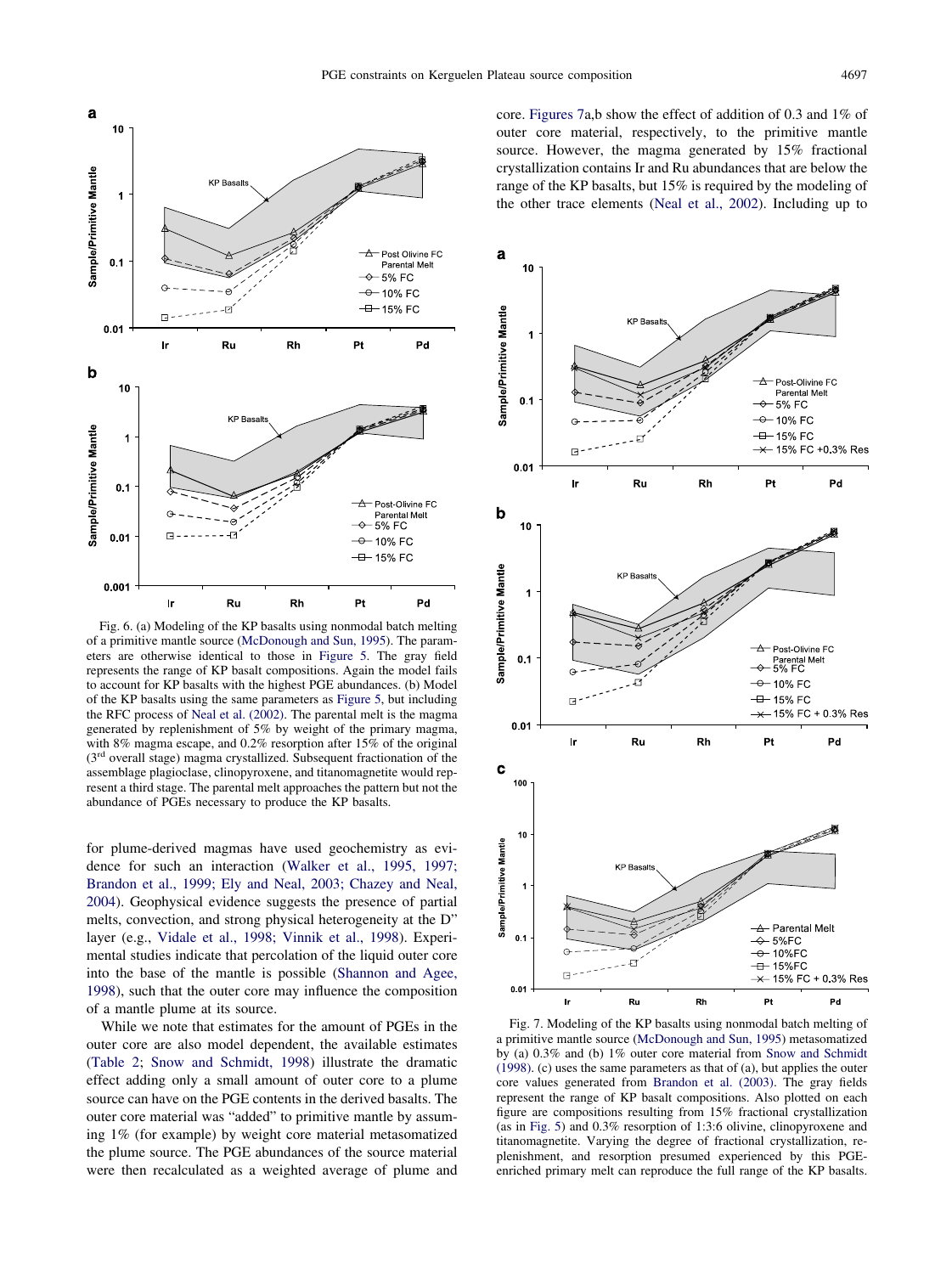Fig. 6. (a) Modeling of the KP basalts using nonmodal batch melting of a primitive mantle source (McDonough and Sun, 1995). The parameters are otherwise identical to those in Figure 5. The gray field represents the range of KP basalt compositions. Again the model fails to account for KP basalts with the highest PGE abundances. (b) Model of the KP basalts using the same parameters as Figure 5, but including the RFC process of Neal et al. (2002). The parental melt is the magma generated by replenishment of 5% by weight of the primary magma, with 8% magma escape, and 0.2% resorption after 15% of the original (3rd overall stage) magma crystallized. Subsequent fractionation of the assemblage plagioclase, clinopyroxene, and titanomagnetite would represent a third stage. The parental melt approaches the pattern but not the abundance of PGEs necessary to produce the KP basalts.

for plume-derived magmas have used geochemistry as evidence for such an interaction (Walker et al., 1995, 1997; Brandon et al., 1999; Ely and Neal, 2003; Chazey and Neal, 2004). Geophysical evidence suggests the presence of partial melts, convection, and strong physical heterogeneity at the D" layer (e.g., Vidale et al., 1998; Vinnik et al., 1998). Experimental studies indicate that percolation of the liquid outer core into the base of the mantle is possible (Shannon and Agee, 1998), such that the outer core may influence the composition of a mantle plume at its source.

While we note that estimates for the amount of PGEs in the outer core are also model dependent, the available estimates (Table 2; Snow and Schmidt, 1998) illustrate the dramatic effect adding only a small amount of outer core to a plume source can have on the PGE contents in the derived basalts. The outer core material was "added" to primitive mantle by assuming 1% (for example) by weight core material metasomatized the plume source. The PGE abundances of the source material were then recalculated as a weighted average of plume and core. Figures 7a,b show the effect of addition of 0.3 and 1% of outer core material, respectively, to the primitive mantle source. However, the magma generated by 15% fractional crystallization contains Ir and Ru abundances that are below the range of the KP basalts, but 15% is required by the modeling of the other trace elements (Neal et al., 2002). Including up to

Fig. 7. Modeling of the KP basalts using nonmodal batch melting of a primitive mantle source (McDonough and Sun, 1995) metasomatized by (a) 0.3% and (b) 1% outer core material from Snow and Schmidt (1998). (c) uses the same parameters as that of (a), but applies the outer core values generated from Brandon et al. (2003). The gray fields represent the range of KP basalt compositions. Also plotted on each figure are compositions resulting from 15% fractional crystallization (as in Fig. 5) and 0.3% resorption of 1:3:6 olivine, clinopyroxene and titanomagnetite. Varying the degree of fractional crystallization, replenishment, and resorption presumed experienced by this PGE-enriched primary melt can reproduce the full range of the KP basalts.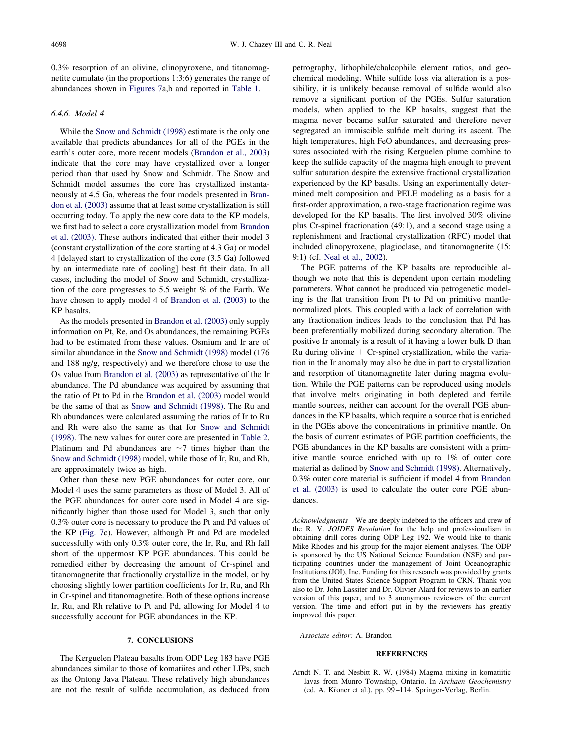0.3% resorption of an olivine, clinopyroxene, and titanomagnetite cumulate (in the proportions 1:3:6) generates the range of abundances shown in Figures 7a,b and reported in Table 1.

### 6.4.6. Model 4

While the Snow and Schmidt (1998) estimate is the only one available that predicts abundances for all of the PGEs in the earth's outer core, more recent models (Brandon et al., 2003) indicate that the core may have crystallized over a longer period than that used by Snow and Schmidt. The Snow and Schmidt model assumes the core has crystallized instantaneously at 4.5 Ga, whereas the four models presented in Brandon et al. (2003) assume that at least some crystallization is still occurring today. To apply the new core data to the KP models, we first had to select a core crystallization model from Brandon et al. (2003). These authors indicated that either their model 3 (constant crystallization of the core starting at 4.3 Ga) or model 4 [delayed start to crystallization of the core (3.5 Ga) followed by an intermediate rate of cooling] best fit their data. In all cases, including the model of Snow and Schmidt, crystallization of the core progresses to 5.5 weight % of the Earth. We have chosen to apply model 4 of Brandon et al. (2003) to the KP basalts.

As the models presented in Brandon et al. (2003) only supply information on Pt, Re, and Os abundances, the remaining PGEs had to be estimated from these values. Osmium and Ir are of similar abundance in the Snow and Schmidt (1998) model (176 and 188 ng/g, respectively) and we therefore chose to use the Os value from Brandon et al. (2003) as representative of the Ir abundance. The Pd abundance was acquired by assuming that the ratio of Pt to Pd in the Brandon et al. (2003) model would be the same of that as Snow and Schmidt (1998). The Ru and Rh abundances were calculated assuming the ratios of Ir to Ru and Rh were also the same as that for Snow and Schmidt (1998). The new values for outer core are presented in Table 2. Platinum and Pd abundances are ~7 times higher than the Snow and Schmidt (1998) model, while those of Ir, Ru, and Rh, are approximately twice as high.

Other than these new PGE abundances for outer core, our Model 4 uses the same parameters as those of Model 3. All of the PGE abundances for outer core used in Model 4 are significantly higher than those used for Model 3, such that only 0.3% outer core is necessary to produce the Pt and Pd values of the KP (Fig. 7c). However, although Pt and Pd are modeled successfully with only 0.3% outer core, the Ir, Ru, and Rh fall short of the uppermost KP PGE abundances. This could be remedied either by decreasing the amount of Cr-spinel and titanomagnetite that fractionally crystallize in the model, or by choosing slightly lower partition coefficients for Ir, Ru, and Rh in Cr-spinel and titanomagnetite. Both of these options increase Ir, Ru, and Rh relative to Pt and Pd, allowing for Model 4 to successfully account for PGE abundances in the KP.

## 7. CONCLUSIONS

The Kerguelen Plateau basalts from ODP Leg 183 have PGE abundances similar to those of komatiites and other LIPs, such as the Ontong Java Plateau. These relatively high abundances are not the result of sulfide accumulation, as deduced from petrography, lithophile/chalcophile element ratios, and geochemical modeling. While sulfide loss via alteration is a possibility, it is unlikely because removal of sulfide would also remove a significant portion of the PGEs. Sulfur saturation models, when applied to the KP basalts, suggest that the magma never became sulfur saturated and therefore never segregated an immiscible sulfide melt during its ascent. The high temperatures, high FeO abundances, and decreasing pressures associated with the rising Kerguelen plume combine to keep the sulfide capacity of the magma high enough to prevent sulfur saturation despite the extensive fractional crystallization experienced by the KP basalts. Using an experimentally determined melt composition and PELE modeling as a basis for a first-order approximation, a two-stage fractionation regime was developed for the KP basalts. The first involved 30% olivine plus Cr-spinel fractionation (49:1), and a second stage using a replenishment and fractional crystallization (RFC) model that included clinopyroxene, plagioclase, and titanomagnetite (15: 9:1) (cf. Neal et al., 2002).

The PGE patterns of the KP basalts are reproducible although we note that this is dependent upon certain modeling parameters. What cannot be produced via petrogenetic modeling is the flat transition from Pt to Pd on primitive mantle-normalized plots. This coupled with a lack of correlation with any fractionation indices leads to the conclusion that Pd has been preferentially mobilized during secondary alteration. The positive Ir anomaly is a result of it having a lower bulk D than Ru during olivine + Cr-spinel crystallization, while the variation in the Ir anomaly may also be due in part to crystallization and resorption of titanomagnetite later during magma evolution. While the PGE patterns can be reproduced using models that involve melts originating in both depleted and fertile mantle sources, neither can account for the overall PGE abundances in the KP basalts, which require a source that is enriched in the PGEs above the concentrations in primitive mantle. On the basis of current estimates of PGE partition coefficients, the PGE abundances in the KP basalts are consistent with a primitive mantle source enriched with up to 1% of outer core material as defined by Snow and Schmidt (1998). Alternatively, 0.3% outer core material is sufficient if model 4 from Brandon et al. (2003) is used to calculate the outer core PGE abundances.

*Acknowledgments*—We are deeply indebted to the officers and crew of the R. V. *JOIDES Resolution* for the help and professionalism in obtaining drill cores during ODP Leg 192. We would like to thank Mike Rhodes and his group for the major element analyses. The ODP is sponsored by the US National Science Foundation (NSF) and participating countries under the management of Joint Oceanographic Institutions (JOI), Inc. Funding for this research was provided by grants from the United States Science Support Program to CRN. Thank you also to Dr. John Lassiter and Dr. Olivier Alard for reviews to an earlier version of this paper, and to 3 anonymous reviewers of the current version. The time and effort put in by the reviewers has greatly improved this paper.

*Associate editor:* A. Brandon

## REFERENCES

Arndt N. T. and Nesbitt R. W. (1984) Magma mixing in komatiitic lavas from Munro Township, Ontario. In *Archaen Geochemistry* (ed. A. Kröner et al.), pp. 99–114. Springer-Verlag, Berlin.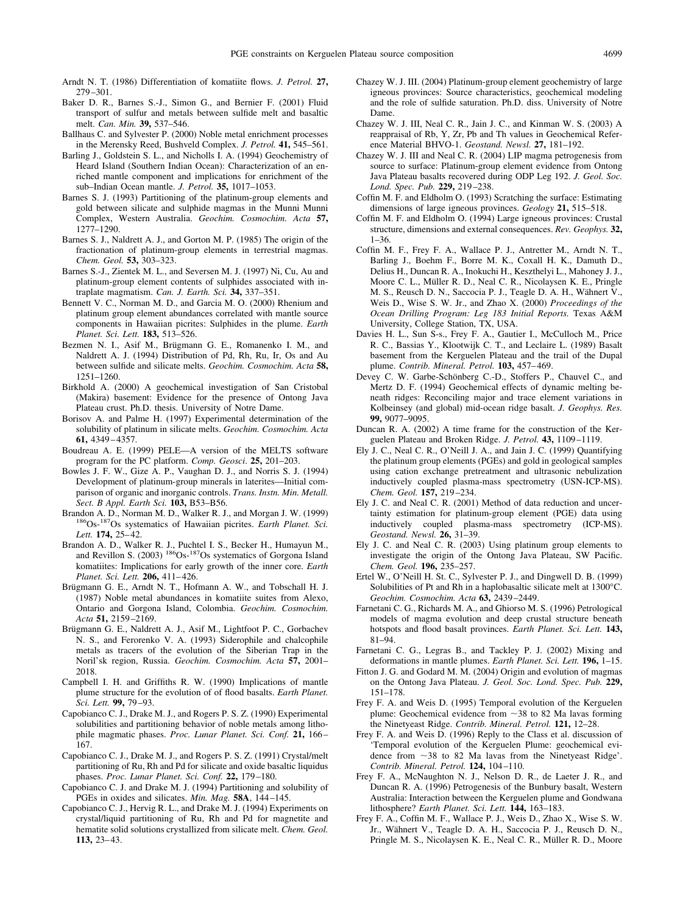Arndt N. T. (1986) Differentiation of komatiite flows. *J. Petrol.* **27,** 279–301.

Baker D. R., Barnes S.-J., Simon G., and Bernier F. (2001) Fluid transport of sulfur and metals between sulfide melt and basaltic melt. *Can. Min.* **39,** 537–546.

Ballhaus C. and Sylvester P. (2000) Noble metal enrichment processes in the Merensky Reed, Bushveld Complex. *J. Petrol.* **41,** 545–561.

Barling J., Goldstein S. L., and Nicholls I. A. (1994) Geochemistry of Heard Island (Southern Indian Ocean): Characterization of an enriched mantle component and implications for enrichment of the sub–Indian Ocean mantle. *J. Petrol.* **35,** 1017–1053.

Barnes S. J. (1993) Partitioning of the platinum-group elements and gold between silicate and sulphide magmas in the Munni Munni Complex, Western Australia. *Geochim. Cosmochim. Acta* **57,** 1277–1290.

Barnes S. J., Naldrett A. J., and Gorton M. P. (1985) The origin of the fractionation of platinum-group elements in terrestrial magmas. *Chem. Geol.* **53,** 303–323.

Barnes S.-J., Zientek M. L., and Severson M. J. (1997) Ni, Cu, Au and platinum-group element contents of sulphides associated with intraplate magmatism. *Can. J. Earth. Sci.* **34,** 337–351.

Bennett V. C., Norman M. D., and Garcia M. O. (2000) Rhenium and platinum group element abundances correlated with mantle source components in Hawaiian picrites: Sulphides in the plume. *Earth Planet. Sci. Lett.* **183,** 513–526.

Bezmen N. I., Asif M., Brügmann G. E., Romanenko I. M., and Naldrett A. J. (1994) Distribution of Pd, Rh, Ru, Ir, Os and Au between sulfide and silicate melts. *Geochim. Cosmochim. Acta* **58,** 1251–1260.

Birkhold A. (2000) A geochemical investigation of San Cristobal (Makira) basement: Evidence for the presence of Ontong Java Plateau crust. Ph.D. thesis. University of Notre Dame.

Borisov A. and Palme H. (1997) Experimental determination of the solubility of platinum in silicate melts. *Geochim. Cosmochim. Acta* **61,** 4349–4357.

Boudreau A. E. (1999) PELE—A version of the MELTS software program for the PC platform. *Comp. Geosci*. **25,** 201–203.

Bowles J. F. W., Gize A. P., Vaughan D. J., and Norris S. J. (1994) Development of platinum-group minerals in laterites—Initial comparison of organic and inorganic controls. *Trans. Instn. Min. Metall. Sect. B Appl. Earth Sci.* **103,** B53–B56.

Brandon A. D., Norman M. D., Walker R. J., and Morgan J. W. (1999) $^{186}$Os-$^{187}$Os systematics of Hawaiian picrites. *Earth Planet. Sci. Lett.* **174,** 25–42.

Brandon A. D., Walker R. J., Puchtel I. S., Becker H., Humayun M., and Revillon S. (2003) $^{186}$Os-$^{187}$Os systematics of Gorgona Island komatiites: Implications for early growth of the inner core. *Earth Planet. Sci. Lett.* **206,** 411–426.

Brügmann G. E., Arndt N. T., Hofmann A. W., and Tobschall H. J. (1987) Noble metal abundances in komatiite suites from Alexo, Ontario and Gorgona Island, Colombia. *Geochim. Cosmochim. Acta* **51,** 2159–2169.

Brügmann G. E., Naldrett A. J., Asif M., Lightfoot P. C., Gorbachev N. S., and Ferorenko V. A. (1993) Siderophile and chalcophile metals as tracers of the evolution of the Siberian Trap in the Noril'sk region, Russia. *Geochim. Cosmochim. Acta* **57,** 2001–2018.

Campbell I. H. and Griffiths R. W. (1990) Implications of mantle plume structure for the evolution of of flood basalts. *Earth Planet. Sci. Lett.* **99,** 79–93.

Capobianco C. J., Drake M. J., and Rogers P. S. Z. (1990) Experimental solubilities and partitioning behavior of noble metals among lithophile magmatic phases. *Proc. Lunar Planet. Sci. Conf.* **21,** 166–167.

Capobianco C. J., Drake M. J., and Rogers P. S. Z. (1991) Crystal/melt partitioning of Ru, Rh and Pd for silicate and oxide basaltic liquidus phases. *Proc. Lunar Planet. Sci. Conf.* **22,** 179–180.

Capobianco C. J. and Drake M. J. (1994) Partitioning and solubility of PGEs in oxides and silicates. *Min. Mag.* **58A**, 144–145.

Capobianco C. J., Hervig R. L., and Drake M. J. (1994) Experiments on crystal/liquid partitioning of Ru, Rh and Pd for magnetite and hematite solid solutions crystallized from silicate melt. *Chem. Geol.* **113,** 23–43.

Chazey W. J. III. (2004) Platinum-group element geochemistry of large igneous provinces: Source characteristics, geochemical modeling and the role of sulfide saturation. Ph.D. diss. University of Notre Dame.

Chazey W. J. III, Neal C. R., Jain J. C., and Kinman W. S. (2003) A reappraisal of Rb, Y, Zr, Pb and Th values in Geochemical Reference Material BHVO-1. *Geostand. Newsl.* **27,** 181–192.

Chazey W. J. III and Neal C. R. (2004) LIP magma petrogenesis from source to surface: Platinum-group element evidence from Ontong Java Plateau basalts recovered during ODP Leg 192. *J. Geol. Soc. Lond. Spec. Pub.* **229,** 219–238.

Coffin M. F. and Eldholm O. (1993) Scratching the surface: Estimating dimensions of large igneous provinces. *Geology* **21,** 515–518.

Coffin M. F. and Eldholm O. (1994) Large igneous provinces: Crustal structure, dimensions and external consequences. *Rev. Geophys.* **32,** 1–36.

Coffin M. F., Frey F. A., Wallace P. J., Antretter M., Arndt N. T., Barling J., Boehm F., Borre M. K., Coxall H. K., Damuth D., Delius H., Duncan R. A., Inokuchi H., Keszthelyi L., Mahoney J. J., Moore C. L., Müller R. D., Neal C. R., Nicolaysen K. E., Pringle M. S., Reusch D. N., Saccocia P. J., Teagle D. A. H., Wähnert V., Weis D., Wise S. W. Jr., and Zhao X. (2000) *Proceedings of the Ocean Drilling Program: Leg 183 Initial Reports.* Texas A&M University, College Station, TX, USA.

Davies H. L., Sun S-s., Frey F. A., Gautier I., McCulloch M., Price R. C., Bassias Y., Klootwijk C. T., and Leclaire L. (1989) Basalt basement from the Kerguelen Plateau and the trail of the Dupal plume. *Contrib. Mineral. Petrol.* **103,** 457–469.

Devey C. W. Garbe-Schönberg C.-D., Stoffers P., Chauvel C., and Mertz D. F. (1994) Geochemical effects of dynamic melting beneath ridges: Reconciling major and trace element variations in Kolbeinsey (and global) mid-ocean ridge basalt. *J. Geophys. Res.* **99,** 9077–9095.

Duncan R. A. (2002) A time frame for the construction of the Kerguelen Plateau and Broken Ridge. *J. Petrol.* **43,** 1109–1119.

Ely J. C., Neal C. R., O'Neill J. A., and Jain J. C. (1999) Quantifying the platinum group elements (PGEs) and gold in geological samples using cation exchange pretreatment and ultrasonic nebulization inductively coupled plasma-mass spectrometry (USN-ICP-MS). *Chem. Geol.* **157,** 219–234.

Ely J. C. and Neal C. R. (2001) Method of data reduction and uncertainty estimation for platinum-group element (PGE) data using inductively coupled plasma-mass spectrometry (ICP-MS). *Geostand. Newsl.* **26,** 31–39.

Ely J. C. and Neal C. R. (2003) Using platinum group elements to investigate the origin of the Ontong Java Plateau, SW Pacific. *Chem. Geol.* **196,** 235–257.

Ertel W., O'Neill H. St. C., Sylvester P. J., and Dingwell D. B. (1999) Solubilities of Pt and Rh in a haplobasaltic silicate melt at 1300°C. *Geochim. Cosmochim. Acta* **63,** 2439–2449.

Farnetani C. G., Richards M. A., and Ghiorso M. S. (1996) Petrological models of magma evolution and deep crustal structure beneath hotspots and flood basalt provinces. *Earth Planet. Sci. Lett.* **143,** 81–94.

Farnetani C. G., Legras B., and Tackley P. J. (2002) Mixing and deformations in mantle plumes. *Earth Planet. Sci. Lett.* **196,** 1–15.

Fitton J. G. and Godard M. M. (2004) Origin and evolution of magmas on the Ontong Java Plateau. *J. Geol. Soc. Lond. Spec. Pub.* **229,** 151–178.

Frey F. A. and Weis D. (1995) Temporal evolution of the Kerguelen plume: Geochemical evidence from ~38 to 82 Ma lavas forming the Ninetyeast Ridge. *Contrib. Mineral. Petrol.* **121,** 12–28.

Frey F. A. and Weis D. (1996) Reply to the Class et al. discussion of 'Temporal evolution of the Kerguelen Plume: geochemical evidence from ~38 to 82 Ma lavas from the Ninetyeast Ridge'. *Contrib. Mineral. Petrol.* **124,** 104–110.

Frey F. A., McNaughton N. J., Nelson D. R., de Laeter J. R., and Duncan R. A. (1996) Petrogenesis of the Bunbury basalt, Western Australia: Interaction between the Kerguelen plume and Gondwana lithosphere? *Earth Planet. Sci. Lett.* **144,** 163–183.

Frey F. A., Coffin M. F., Wallace P. J., Weis D., Zhao X., Wise S. W. Jr., Wähnert V., Teagle D. A. H., Saccocia P. J., Reusch D. N., Pringle M. S., Nicolaysen K. E., Neal C. R., Müller R. D., Moore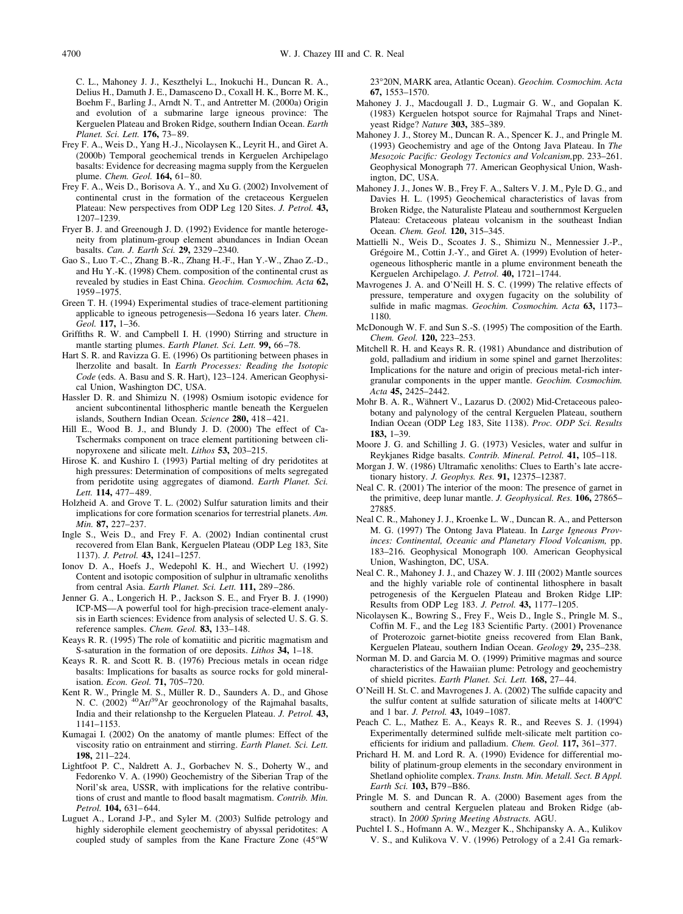C. L., Mahoney J. J., Keszthelyi L., Inokuchi H., Duncan R. A., Delius H., Damuth J. E., Damasceno D., Coxall H. K., Borre M. K., Boehm F., Barling J., Arndt N. T., and Antretter M. (2000a) Origin and evolution of a submarine large igneous province: The Kerguelen Plateau and Broken Ridge, southern Indian Ocean. *Earth Planet. Sci. Lett.* **176,** 73–89.

Frey F. A., Weis D., Yang H.-J., Nicolaysen K., Leyrit H., and Giret A. (2000b) Temporal geochemical trends in Kerguelen Archipelago basalts: Evidence for decreasing magma supply from the Kerguelen plume. *Chem. Geol.* **164,** 61–80.

Frey F. A., Weis D., Borisova A. Y., and Xu G. (2002) Involvement of continental crust in the formation of the cretaceous Kerguelen Plateau: New perspectives from ODP Leg 120 Sites. *J. Petrol.* **43,** 1207–1239.

Fryer B. J. and Greenough J. D. (1992) Evidence for mantle heterogeneity from platinum-group element abundances in Indian Ocean basalts. *Can. J. Earth Sci.* **29,** 2329–2340.

Gao S., Luo T.-C., Zhang B.-R., Zhang H.-F., Han Y.-W., Zhao Z.-D., and Hu Y.-K. (1998) Chem. composition of the continental crust as revealed by studies in East China. *Geochim. Cosmochim. Acta* **62,** 1959–1975.

Green T. H. (1994) Experimental studies of trace-element partitioning applicable to igneous petrogenesis—Sedona 16 years later. *Chem. Geol.* **117,** 1–36.

Griffiths R. W. and Campbell I. H. (1990) Stirring and structure in mantle starting plumes. *Earth Planet. Sci. Lett.* **99,** 66–78.

Hart S. R. and Ravizza G. E. (1996) Os partitioning between phases in lherzolite and basalt. In *Earth Processes: Reading the Isotopic Code* (eds. A. Basu and S. R. Hart), 123–124. American Geophysical Union, Washington DC, USA.

Hassler D. R. and Shimizu N. (1998) Osmium isotopic evidence for ancient subcontinental lithospheric mantle beneath the Kerguelen islands, Southern Indian Ocean. *Science* **280,** 418–421.

Hill E., Wood B. J., and Blundy J. D. (2000) The effect of Ca-Tschermaks component on trace element partitioning between clinopyroxene and silicate melt. *Lithos* **53,** 203–215.

Hirose K. and Kushiro I. (1993) Partial melting of dry peridotites at high pressures: Determination of compositions of melts segregated from peridotite using aggregates of diamond. *Earth Planet. Sci. Lett.* **114,** 477–489.

Holzheid A. and Grove T. L. (2002) Sulfur saturation limits and their implications for core formation scenarios for terrestrial planets. *Am. Min.* **87,** 227–237.

Ingle S., Weis D., and Frey F. A. (2002) Indian continental crust recovered from Elan Bank, Kerguelen Plateau (ODP Leg 183, Site 1137). *J. Petrol.* **43,** 1241–1257.

Ionov D. A., Hoefs J., Wedepohl K. H., and Wiechert U. (1992) Content and isotopic composition of sulphur in ultramafic xenoliths from central Asia. *Earth Planet. Sci. Lett.* **111,** 289–286.

Jenner G. A., Longerich H. P., Jackson S. E., and Fryer B. J. (1990) ICP-MS—A powerful tool for high-precision trace-element analysis in Earth sciences: Evidence from analysis of selected U. S. G. S. reference samples. *Chem. Geol.* **83,** 133–148.

Keays R. R. (1995) The role of komatiitic and picritic magmatism and S-saturation in the formation of ore deposits. *Lithos* **34,** 1–18.

Keays R. R. and Scott R. B. (1976) Precious metals in ocean ridge basalts: Implications for basalts as source rocks for gold mineralisation. *Econ. Geol.* **71,** 705–720.

Kent R. W., Pringle M. S., Müller R. D., Saunders A. D., and Ghose N. C. (2002) $^{40}Ar/^{39}Ar$ geochronology of the Rajmahal basalts, India and their relationshp to the Kerguelen Plateau. *J. Petrol.* **43,** 1141–1153.

Kumagai I. (2002) On the anatomy of mantle plumes: Effect of the viscosity ratio on entrainment and stirring. *Earth Planet. Sci. Lett.* **198,** 211–224.

Lightfoot P. C., Naldrett A. J., Gorbachev N. S., Doherty W., and Fedorenko V. A. (1990) Geochemistry of the Siberian Trap of the Noril'sk area, USSR, with implications for the relative contributions of crust and mantle to flood basalt magmatism. *Contrib. Min. Petrol.* **104,** 631–644.

Luguet A., Lorand J-P., and Syler M. (2003) Sulfide petrology and highly siderophile element geochemistry of abyssal peridotites: A coupled study of samples from the Kane Fracture Zone (45°W 23°20N, MARK area, Atlantic Ocean). *Geochim. Cosmochim. Acta* **67,** 1553–1570.

Mahoney J. J., Macdougall J. D., Lugmair G. W., and Gopalan K. (1983) Kerguelen hotspot source for Rajmahal Traps and Ninetyeast Ridge? *Nature* **303,** 385–389.

Mahoney J. J., Storey M., Duncan R. A., Spencer K. J., and Pringle M. (1993) Geochemistry and age of the Ontong Java Plateau. In *The Mesozoic Pacific: Geology Tectonics and Volcanism,*pp. 233–261. Geophysical Monograph 77. American Geophysical Union, Washington, DC, USA.

Mahoney J. J., Jones W. B., Frey F. A., Salters V. J. M., Pyle D. G., and Davies H. L. (1995) Geochemical characteristics of lavas from Broken Ridge, the Naturaliste Plateau and southernmost Kerguelen Plateau: Cretaceous plateau volcanism in the southeast Indian Ocean. *Chem. Geol.* **120,** 315–345.

Mattielli N., Weis D., Scoates J. S., Shimizu N., Mennessier J.-P., Grégoire M., Cottin J.-Y., and Giret A. (1999) Evolution of heterogeneous lithospheric mantle in a plume environment beneath the Kerguelen Archipelago. *J. Petrol.* **40,** 1721–1744.

Mavrogenes J. A. and O'Neill H. S. C. (1999) The relative effects of pressure, temperature and oxygen fugacity on the solubility of sulfide in mafic magmas. *Geochim. Cosmochim. Acta* **63,** 1173–1180.

McDonough W. F. and Sun S.-S. (1995) The composition of the Earth. *Chem. Geol.* **120,** 223–253.

Mitchell R. H. and Keays R. R. (1981) Abundance and distribution of gold, palladium and iridium in some spinel and garnet lherzolites: Implications for the nature and origin of precious metal-rich intergranular components in the upper mantle. *Geochim. Cosmochim. Acta* **45,** 2425–2442.

Mohr B. A. R., Wähnert V., Lazarus D. (2002) Mid-Cretaceous paleobotany and palynology of the central Kerguelen Plateau, southern Indian Ocean (ODP Leg 183, Site 1138). *Proc. ODP Sci. Results* **183,** 1–39.

Moore J. G. and Schilling J. G. (1973) Vesicles, water and sulfur in Reykjanes Ridge basalts. *Contrib. Mineral. Petrol.* **41,** 105–118.

Morgan J. W. (1986) Ultramafic xenoliths: Clues to Earth's late accretionary history. *J. Geophys. Res.* **91,** 12375–12387.

Neal C. R. (2001) The interior of the moon: The presence of garnet in the primitive, deep lunar mantle. *J. Geophysical. Res.* **106,** 27865–27885.

Neal C. R., Mahoney J. J., Kroenke L. W., Duncan R. A., and Petterson M. G. (1997) The Ontong Java Plateau. In *Large Igneous Provinces: Continental, Oceanic and Planetary Flood Volcanism,* pp. 183–216. Geophysical Monograph 100. American Geophysical Union, Washington, DC, USA.

Neal C. R., Mahoney J. J., and Chazey W. J. III (2002) Mantle sources and the highly variable role of continental lithosphere in basalt petrogenesis of the Kerguelen Plateau and Broken Ridge LIP: Results from ODP Leg 183. *J. Petrol.* **43,** 1177–1205.

Nicolaysen K., Bowring S., Frey F., Weis D., Ingle S., Pringle M. S., Coffin M. F., and the Leg 183 Scientific Party. (2001) Provenance of Proterozoic garnet-biotite gneiss recovered from Elan Bank, Kerguelen Plateau, southern Indian Ocean. *Geology* **29,** 235–238.

Norman M. D. and Garcia M. O. (1999) Primitive magmas and source characteristics of the Hawaiian plume: Petrology and geochemistry of shield picrites. *Earth Planet. Sci. Lett.* **168,** 27–44.

O'Neill H. St. C. and Mavrogenes J. A. (2002) The sulfide capacity and the sulfur content at sulfide saturation of silicate melts at 1400°C and 1 bar. *J. Petrol.* **43,** 1049–1087.

Peach C. L., Mathez E. A., Keays R. R., and Reeves S. J. (1994) Experimentally determined sulfide melt-silicate melt partition coefficients for iridium and palladium. *Chem. Geol.* **117,** 361–377.

Prichard H. M. and Lord R. A. (1990) Evidence for differential mobility of platinum-group elements in the secondary environment in Shetland ophiolite complex. *Trans. Instn. Min. Metall. Sect. B Appl. Earth Sci.* **103,** B79–B86.

Pringle M. S. and Duncan R. A. (2000) Basement ages from the southern and central Kerguelen plateau and Broken Ridge (abstract). In *2000 Spring Meeting Abstracts.* AGU.

Puchtel I. S., Hofmann A. W., Mezger K., Shchipansky A. A., Kulikov V. S., and Kulikova V. V. (1996) Petrology of a 2.41 Ga remark-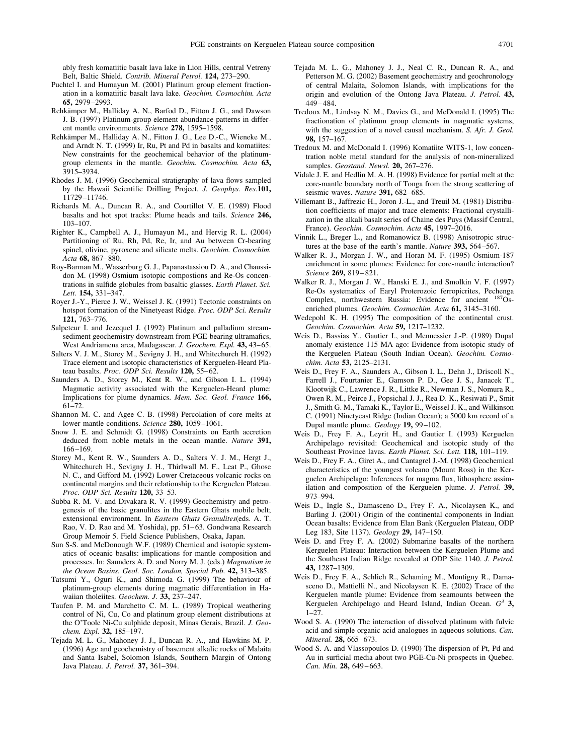ably fresh komatiitic basalt lava lake in Lion Hills, central Vetreny Belt, Baltic Shield. *Contrib. Mineral Petrol.* **124,** 273–290.

Puchtel I. and Humayun M. (2001) Platinum group element fractionation in a komatiitic basalt lava lake. *Geochim. Cosmochim. Acta* **65,** 2979–2993.

Rehkämper M., Halliday A. N., Barfod D., Fitton J. G., and Dawson J. B. (1997) Platinum-group element abundance patterns in different mantle environments. *Science* **278,** 1595–1598.

Rehkämper M., Halliday A. N., Fitton J. G., Lee D.-C., Wieneke M., and Arndt N. T. (1999) Ir, Ru, Pt and Pd in basalts and komatiites: New constraints for the geochemical behavior of the platinum-group elements in the mantle. *Geochim. Cosmochim. Acta* **63,** 3915–3934.

Rhodes J. M. (1996) Geochemical stratigraphy of lava flows sampled by the Hawaii Scientific Drilling Project. *J. Geophys. Res.***101,** 11729–11746.

Richards M. A., Duncan R. A., and Courtillot V. E. (1989) Flood basalts and hot spot tracks: Plume heads and tails. *Science* **246,** 103–107.

Righter K., Campbell A. J., Humayun M., and Hervig R. L. (2004) Partitioning of Ru, Rh, Pd, Re, Ir, and Au between Cr-bearing spinel, olivine, pyroxene and silicate melts. *Geochim. Cosmochim. Acta* **68,** 867–880.

Roy-Barman M., Wasserburg G. J., Papanastassiou D. A., and Chaussidon M. (1998) Osmium isotopic compostions and Re-Os concentrations in sulfide globules from basaltic glasses. *Earth Planet. Sci. Lett.* **154,** 331–347.

Royer J.-Y., Pierce J. W., Weissel J. K. (1991) Tectonic constraints on hotspot formation of the Ninetyeast Ridge. *Proc. ODP Sci. Results* **121,** 763–776.

Salpeteur I. and Jezequel J. (1992) Platinum and palladium stream-sediment geochemistry downstream from PGE-bearing ultramafics, West Andriamena area, Madagascar. *J. Geochem. Expl.* **43,** 43–65.

Salters V. J. M., Storey M., Sevigny J. H., and Whitechurch H. (1992) Trace element and isotopic characteristics of Kerguelen-Heard Plateau basalts. *Proc. ODP Sci. Results* **120,** 55–62.

Saunders A. D., Storey M., Kent R. W., and Gibson I. L. (1994) Magmatic activity associated with the Kerguelen-Heard plume: Implications for plume dynamics. *Mem. Soc. Geol. France* **166,** 61–72.

Shannon M. C. and Agee C. B. (1998) Percolation of core melts at lower mantle conditions. *Science* **280,** 1059–1061.

Snow J. E. and Schmidt G. (1998) Constraints on Earth accretion deduced from noble metals in the ocean mantle. *Nature* **391,** 166–169.

Storey M., Kent R. W., Saunders A. D., Salters V. J. M., Hergt J., Whitechurch H., Sevigny J. H., Thirlwall M. F., Leat P., Ghose N. C., and Gifford M. (1992) Lower Cretaceous volcanic rocks on continental margins and their relationship to the Kerguelen Plateau. *Proc. ODP Sci. Results* **120,** 33–53.

Subba R. M. V. and Divakara R. V. (1999) Geochemistry and petrogenesis of the basic granulites in the Eastern Ghats mobile belt; extensional environment. In *Eastern Ghats Granulites*(eds. A. T. Rao, V. D. Rao and M. Yoshida), pp. 51–63. Gondwana Research Group Memoir 5. Field Science Publishers, Osaka, Japan.

Sun S-S. and McDonough W.F. (1989) Chemical and isotopic systematics of oceanic basalts: implications for mantle composition and processes. In: Saunders A. D. and Norry M. J. (eds.) *Magmatism in the Ocean Basins. Geol. Soc. London, Special Pub.* **42,** 313–385.

Tatsumi Y., Oguri K., and Shimoda G. (1999) The behaviour of platinum-group elements during magmatic differentiation in Hawaiian tholeiites. *Geochem. J.* **33,** 237–247.

Taufen P. M. and Marchetto C. M. L. (1989) Tropical weathering control of Ni, Cu, Co and platinum group element distributions at the O'Toole Ni-Cu sulphide deposit, Minas Gerais, Brazil. *J. Geochem. Expl.* **32,** 185–197.

Tejada M. L. G., Mahoney J. J., Duncan R. A., and Hawkins M. P. (1996) Age and geochemistry of basement alkalic rocks of Malaita and Santa Isabel, Solomon Islands, Southern Margin of Ontong Java Plateau. *J. Petrol.* **37,** 361–394.

Tejada M. L. G., Mahoney J. J., Neal C. R., Duncan R. A., and Petterson M. G. (2002) Basement geochemistry and geochronology of central Malaita, Solomon Islands, with implications for the origin and evolution of the Ontong Java Plateau. *J. Petrol.* **43,** 449–484.

Tredoux M., Lindsay N. M., Davies G., and McDonald I. (1995) The fractionation of platinum group elements in magmatic systems, with the suggestion of a novel causal mechanism. *S. Afr. J. Geol.* **98,** 157–167.

Tredoux M. and McDonald I. (1996) Komatiite WITS-1, low concentration noble metal standard for the analysis of non-mineralized samples. *Geostand. Newsl.* **20,** 267–276.

Vidale J. E. and Hedlin M. A. H. (1998) Evidence for partial melt at the core-mantle boundary north of Tonga from the strong scattering of seismic waves. *Nature* **391,** 682–685.

Villemant B., Jaffrezic H., Joron J.-L., and Treuil M. (1981) Distribution coefficients of major and trace elements: Fractional crystallization in the alkali basalt series of Chaine des Puys (Massif Central, France). *Geochim. Cosmochim. Acta* **45,** 1997–2016.

Vinnik L., Breger L., and Romanowicz B. (1998) Anisotropic structures at the base of the earth's mantle. *Nature* **393,** 564–567.

Walker R. J., Morgan J. W., and Horan M. F. (1995) Osmium-187 enrichment in some plumes: Evidence for core-mantle interaction? *Science* **269,** 819–821.

Walker R. J., Morgan J. W., Hanski E. J., and Smolkin V. F. (1997) Re-Os systematics of Earyl Proterozoic ferropicrites, Pechenga Complex, northwestern Russia: Evidence for ancient $^{187}$Os-enriched plumes. *Geochim. Cosmochim. Acta* **61,** 3145–3160.

Wedepohl K. H. (1995) The composition of the continental crust. *Geochim. Cosmochim. Acta* **59,** 1217–1232.

Weis D., Bassias Y., Gautier I., and Mennessier J.-P. (1989) Dupal anomaly existence 115 MA ago: Evidence from isotopic study of the Kerguelen Plateau (South Indian Ocean). *Geochim. Cosmochim. Acta* **53,** 2125–2131.

Weis D., Frey F. A., Saunders A., Gibson I. L., Dehn J., Driscoll N., Farrell J., Fourtanier E., Gamson P. D., Gee J. S., Janacek T., Klootwijk C., Lawrence J. R., Littke R., Newman J. S., Nomura R., Owen R. M., Peirce J., Popsichal J. J., Rea D. K., Resiwati P., Smit J., Smith G. M., Tamaki K., Taylor E., Weissel J. K., and Wilkinson C. (1991) Ninetyeast Ridge (Indian Ocean); a 5000 km record of a Dupal mantle plume. *Geology* **19,** 99–102.

Weis D., Frey F. A., Leyrit H., and Gautier I. (1993) Kerguelen Archipelago revisited: Geochemical and isotopic study of the Southeast Province lavas. *Earth Planet. Sci. Lett.* **118,** 101–119.

Weis D., Frey F. A., Giret A., and Cantagrel J.-M. (1998) Geochemical characteristics of the youngest volcano (Mount Ross) in the Kerguelen Archipelago: Inferences for magma flux, lithosphere assimilation and composition of the Kerguelen plume. *J. Petrol.* **39,** 973–994.

Weis D., Ingle S., Damasceno D., Frey F. A., Nicolaysen K., and Barling J. (2001) Origin of the continental components in Indian Ocean basalts: Evidence from Elan Bank (Kerguelen Plateau, ODP Leg 183, Site 1137). *Geology* **29,** 147–150.

Weis D. and Frey F. A. (2002) Submarine basalts of the northern Kerguelen Plateau: Interaction between the Kerguelen Plume and the Southeast Indian Ridge revealed at ODP Site 1140. *J. Petrol.* **43,** 1287–1309.

Weis D., Frey F. A., Schlich R., Schaming M., Montigny R., Damasceno D., Mattielli N., and Nicolaysen K. E. (2002) Trace of the Kerguelen mantle plume: Evidence from seamounts between the Kerguelen Archipelago and Heard Island, Indian Ocean. *G$^3$* **3,** 1–27.

Wood S. A. (1990) The interaction of dissolved platinum with fulvic acid and simple organic acid analogues in aqueous solutions. *Can. Mineral.* **28,** 665–673.

Wood S. A. and Vlassopoulos D. (1990) The dispersion of Pt, Pd and Au in surficial media about two PGE-Cu-Ni prospects in Quebec. *Can. Min.* **28,** 649–663.